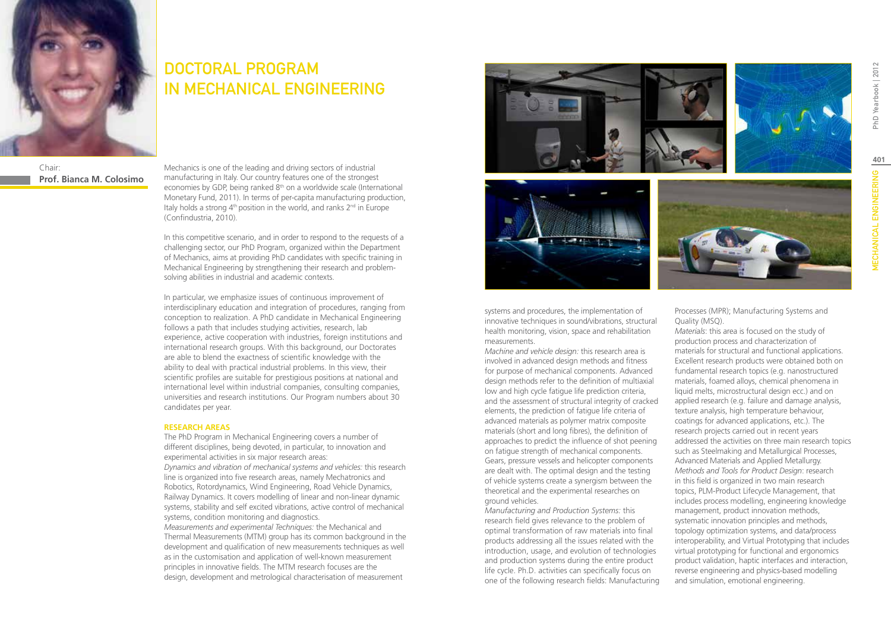# DOCTORAL PROGRAM IN MECHANICAL ENGINEERING

Chair:
**Prof. Bianca M. Colosimo**

Mechanics is one of the leading and driving sectors of industrial manufacturing in Italy. Our country features one of the strongest economies by GDP, being ranked 8th on a worldwide scale (International Monetary Fund, 2011). In terms of per-capita manufacturing production, Italy holds a strong 4th position in the world, and ranks 2nd in Europe (Confindustria, 2010).

In this competitive scenario, and in order to respond to the requests of a challenging sector, our PhD Program, organized within the Department of Mechanics, aims at providing PhD candidates with specific training in Mechanical Engineering by strengthening their research and problem-solving abilities in industrial and academic contexts.

In particular, we emphasize issues of continuous improvement of interdisciplinary education and integration of procedures, ranging from conception to realization. A PhD candidate in Mechanical Engineering follows a path that includes studying activities, research, lab experience, active cooperation with industries, foreign institutions and international research groups. With this background, our Doctorates are able to blend the exactness of scientific knowledge with the ability to deal with practical industrial problems. In this view, their scientific profiles are suitable for prestigious positions at national and international level within industrial companies, consulting companies, universities and research institutions. Our Program numbers about 30 candidates per year.

## RESEARCH AREAS

The PhD Program in Mechanical Engineering covers a number of different disciplines, being devoted, in particular, to innovation and experimental activities in six major research areas:

*Dynamics and vibration of mechanical systems and vehicles:* this research line is organized into five research areas, namely Mechatronics and Robotics, Rotordynamics, Wind Engineering, Road Vehicle Dynamics, Railway Dynamics. It covers modelling of linear and non-linear dynamic systems, stability and self excited vibrations, active control of mechanical systems, condition monitoring and diagnostics.

*Measurements and experimental Techniques:* the Mechanical and Thermal Measurements (MTM) group has its common background in the development and qualification of new measurements techniques as well as in the customisation and application of well-known measurement principles in innovative fields. The MTM research focuses are the design, development and metrological characterisation of measurement systems and procedures, the implementation of innovative techniques in sound/vibrations, structural health monitoring, vision, space and rehabilitation measurements.

*Machine and vehicle design:* this research area is involved in advanced design methods and fitness for purpose of mechanical components. Advanced design methods refer to the definition of multiaxial low and high cycle fatigue life prediction criteria, and the assessment of structural integrity of cracked elements, the prediction of fatigue life criteria of advanced materials as polymer matrix composite materials (short and long fibres), the definition of approaches to predict the influence of shot peening on fatigue strength of mechanical components. Gears, pressure vessels and helicopter components are dealt with. The optimal design and the testing of vehicle systems create a synergism between the theoretical and the experimental researches on ground vehicles.

*Manufacturing and Production Systems:* this research field gives relevance to the problem of optimal transformation of raw materials into final products addressing all the issues related with the introduction, usage, and evolution of technologies and production systems during the entire product life cycle. Ph.D. activities can specifically focus on one of the following research fields: Manufacturing Processes (MPR); Manufacturing Systems and Quality (MSQ).

*Materials*: this area is focused on the study of production process and characterization of materials for structural and functional applications. Excellent research products were obtained both on fundamental research topics (e.g. nanostructured materials, foamed alloys, chemical phenomena in liquid melts, microstructural design ecc.) and on applied research (e.g. failure and damage analysis, texture analysis, high temperature behaviour, coatings for advanced applications, etc.). The research projects carried out in recent years addressed the activities on three main research topics such as Steelmaking and Metallurgical Processes, Advanced Materials and Applied Metallurgy.

*Methods and Tools for Product Design*: research in this field is organized in two main research topics, PLM-Product Lifecycle Management, that includes process modelling, engineering knowledge management, product innovation methods, systematic innovation principles and methods, topology optimization systems, and data/process interoperability, and Virtual Prototyping that includes virtual prototyping for functional and ergonomics product validation, haptic interfaces and interaction, reverse engineering and physics-based modelling and simulation, emotional engineering.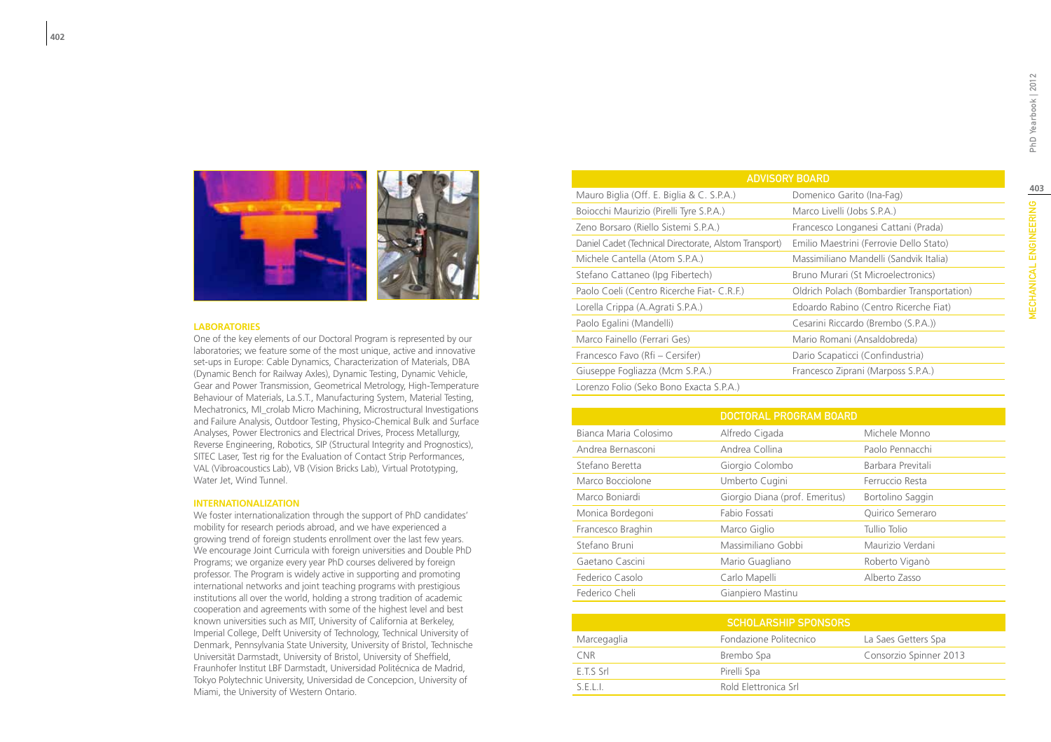## LABORATORIES

One of the key elements of our Doctoral Program is represented by our laboratories; we feature some of the most unique, active and innovative set-ups in Europe: Cable Dynamics, Characterization of Materials, DBA (Dynamic Bench for Railway Axles), Dynamic Testing, Dynamic Vehicle, Gear and Power Transmission, Geometrical Metrology, High-Temperature Behaviour of Materials, La.S.T., Manufacturing System, Material Testing, Mechatronics, MI_crolab Micro Machining, Microstructural Investigations and Failure Analysis, Outdoor Testing, Physico-Chemical Bulk and Surface Analyses, Power Electronics and Electrical Drives, Process Metallurgy, Reverse Engineering, Robotics, SIP (Structural Integrity and Prognostics), SITEC Laser, Test rig for the Evaluation of Contact Strip Performances, VAL (Vibroacoustics Lab), VB (Vision Bricks Lab), Virtual Prototyping, Water Jet, Wind Tunnel.

## INTERNATIONALIZATION

We foster internationalization through the support of PhD candidates' mobility for research periods abroad, and we have experienced a growing trend of foreign students enrollment over the last few years. We encourage Joint Curricula with foreign universities and Double PhD Programs; we organize every year PhD courses delivered by foreign professor. The Program is widely active in supporting and promoting international networks and joint teaching programs with prestigious institutions all over the world, holding a strong tradition of academic cooperation and agreements with some of the highest level and best known universities such as MIT, University of California at Berkeley, Imperial College, Delft University of Technology, Technical University of Denmark, Pennsylvania State University, University of Bristol, Technische Universität Darmstadt, University of Bristol, University of Sheffield, Fraunhofer Institut LBF Darmstadt, Universidad Politécnica de Madrid, Tokyo Polytechnic University, Universidad de Concepcion, University of Miami, the University of Western Ontario.

| ADVISORY BOARD | |
|---|---|
| Mauro Biglia (Off. E. Biglia & C. S.P.A.) | Domenico Garito (Ina-Fag) |
| Boiocchi Maurizio (Pirelli Tyre S.P.A.) | Marco Livelli (Jobs S.P.A.) |
| Zeno Borsaro (Riello Sistemi S.P.A.) | Francesco Longanesi Cattani (Prada) |
| Daniel Cadet (Technical Directorate, Alstom Transport) | Emilio Maestrini (Ferrovie Dello Stato) |
| Michele Cantella (Atom S.P.A.) | Massimiliano Mandelli (Sandvik Italia) |
| Stefano Cattaneo (Ipg Fibertech) | Bruno Murari (St Microelectronics) |
| Paolo Coeli (Centro Ricerche Fiat- C.R.F.) | Oldrich Polach (Bombardier Transportation) |
| Lorella Crippa (A.Agrati S.P.A.) | Edoardo Rabino (Centro Ricerche Fiat) |
| Paolo Egalini (Mandelli) | Cesarini Riccardo (Brembo (S.P.A.)) |
| Marco Fainello (Ferrari Ges) | Mario Romani (Ansaldobreda) |
| Francesco Favo (Rfi – Cersifer) | Dario Scapaticci (Confindustria) |
| Giuseppe Fogliazza (Mcm S.P.A.) | Francesco Ziprani (Marposs S.P.A.) |
| Lorenzo Folio (Seko Bono Exacta S.P.A.) | |

| DOCTORAL PROGRAM BOARD | | |
|---|---|---|
| Bianca Maria Colosimo | Alfredo Cigada | Michele Monno |
| Andrea Bernasconi | Andrea Collina | Paolo Pennacchi |
| Stefano Beretta | Giorgio Colombo | Barbara Previtali |
| Marco Bocciolone | Umberto Cugini | Ferruccio Resta |
| Marco Boniardi | Giorgio Diana (prof. Emeritus) | Bortolino Saggin |
| Monica Bordegoni | Fabio Fossati | Quirico Semeraro |
| Francesco Braghin | Marco Giglio | Tullio Tolio |
| Stefano Bruni | Massimiliano Gobbi | Maurizio Verdani |
| Gaetano Cascini | Mario Guagliano | Roberto Viganò |
| Federico Casolo | Carlo Mapelli | Alberto Zasso |
| Federico Cheli | Gianpiero Mastinu | |

| SCHOLARSHIP SPONSORS | | |
|---|---|---|
| Marcegaglia | Fondazione Politecnico | La Saes Getters Spa |
| CNR | Brembo Spa | Consorzio Spinner 2013 |
| E.T.S Srl | Pirelli Spa | |
| S.E.L.I. | Rold Elettronica Srl | |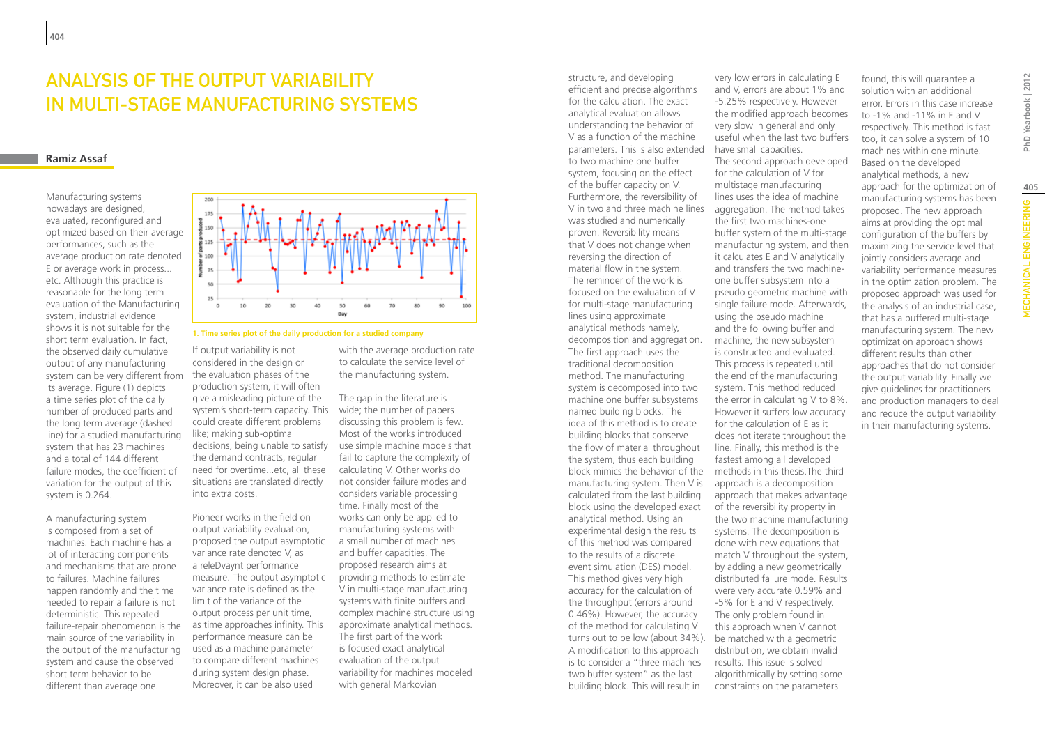# ANALYSIS OF THE OUTPUT VARIABILITY IN MULTI-STAGE MANUFACTURING SYSTEMS

**Ramiz Assaf**

Manufacturing systems nowadays are designed, evaluated, reconfigured and optimized based on their average performances, such as the average production rate denoted E or average work in process... etc. Although this practice is reasonable for the long term evaluation of the Manufacturing system, industrial evidence shows it is not suitable for the short term evaluation. In fact, the observed daily cumulative output of any manufacturing system can be very different from its average. Figure (1) depicts a time series plot of the daily number of produced parts and the long term average (dashed line) for a studied manufacturing system that has 23 machines and a total of 144 different failure modes, the coefficient of variation for the output of this system is 0.264.

1. Time series plot of the daily production for a studied company

A manufacturing system is composed from a set of machines. Each machine has a lot of interacting components and mechanisms that are prone to failures. Machine failures happen randomly and the time needed to repair a failure is not deterministic. This repeated failure-repair phenomenon is the main source of the variability in the output of the manufacturing system and cause the observed short term behavior to be different than average one.

If output variability is not considered in the design or the evaluation phases of the production system, it will often give a misleading picture of the system's short-term capacity. This could create different problems like; making sub-optimal decisions, being unable to satisfy the demand contracts, regular need for overtime...etc, all these situations are translated directly into extra costs.

Pioneer works in the field on output variability evaluation, proposed the output asymptotic variance rate denoted V, as a releDvaynt performance measure. The output asymptotic variance rate is defined as the limit of the variance of the output process per unit time, as time approaches infinity. This performance measure can be used as a machine parameter to compare different machines during system design phase. Moreover, it can be also used with the average production rate to calculate the service level of the manufacturing system.

The gap in the literature is wide; the number of papers discussing this problem is few. Most of the works introduced use simple machine models that fail to capture the complexity of calculating V. Other works do not consider failure modes and considers variable processing time. Finally most of the works can only be applied to manufacturing systems with a small number of machines and buffer capacities. The proposed research aims at providing methods to estimate V in multi-stage manufacturing systems with finite buffers and complex machine structure using approximate analytical methods. The first part of the work is focused exact analytical evaluation of the output variability for machines modeled with general Markovian structure, and developing efficient and precise algorithms for the calculation. The exact analytical evaluation allows understanding the behavior of V as a function of the machine parameters. This is also extended to two machine one buffer system, focusing on the effect of the buffer capacity on V. Furthermore, the reversibility of V in two and three machine lines was studied and numerically proven. Reversibility means that V does not change when reversing the direction of material flow in the system. The reminder of the work is focused on the evaluation of V for multi-stage manufacturing lines using approximate analytical methods namely, decomposition and aggregation. The first approach uses the traditional decomposition method. The manufacturing system is decomposed into two machine one buffer subsystems named building blocks. The idea of this method is to create building blocks that conserve the flow of material throughout the system, thus each building block mimics the behavior of the manufacturing system. Then V is calculated from the last building block using the developed exact analytical method. Using an experimental design the results of this method was compared to the results of a discrete event simulation (DES) model. This method gives very high accuracy for the calculation of the throughput (errors around 0.46%). However, the accuracy of the method for calculating V turns out to be low (about 34%). A modification to this approach is to consider a "three machines two buffer system" as the last building block. This will result in very low errors in calculating E and V, errors are about 1% and -5.25% respectively. However the modified approach becomes very slow in general and only useful when the last two buffers have small capacities.

The second approach developed for the calculation of V for multistage manufacturing lines uses the idea of machine aggregation. The method takes the first two machines-one buffer system of the multi-stage manufacturing system, and then it calculates E and V analytically and transfers the two machine-one buffer subsystem into a pseudo geometric machine with single failure mode. Afterwards, using the pseudo machine and the following buffer and machine, the new subsystem is constructed and evaluated. This process is repeated until the end of the manufacturing system. This method reduced the error in calculating V to 8%. However it suffers low accuracy for the calculation of E as it does not iterate throughout the line. Finally, this method is the fastest among all developed methods in this thesis.The third approach is a decomposition approach that makes advantage of the reversibility property in the two machine manufacturing systems. The decomposition is done with new equations that match V throughout the system, by adding a new geometrically distributed failure mode. Results were very accurate 0.59% and -5% for E and V respectively. The only problem found in this approach when V cannot be matched with a geometric distribution, we obtain invalid results. This issue is solved algorithmically by setting some constraints on the parameters found, this will guarantee a solution with an additional error. Errors in this case increase to -1% and -11% in E and V respectively. This method is fast too, it can solve a system of 10 machines within one minute.

Based on the developed analytical methods, a new approach for the optimization of manufacturing systems has been proposed. The new approach aims at providing the optimal configuration of the buffers by maximizing the service level that jointly considers average and variability performance measures in the optimization problem. The proposed approach was used for the analysis of an industrial case, that has a buffered multi-stage manufacturing system. The new optimization approach shows different results than other approaches that do not consider the output variability. Finally we give guidelines for practitioners and production managers to deal and reduce the output variability in their manufacturing systems.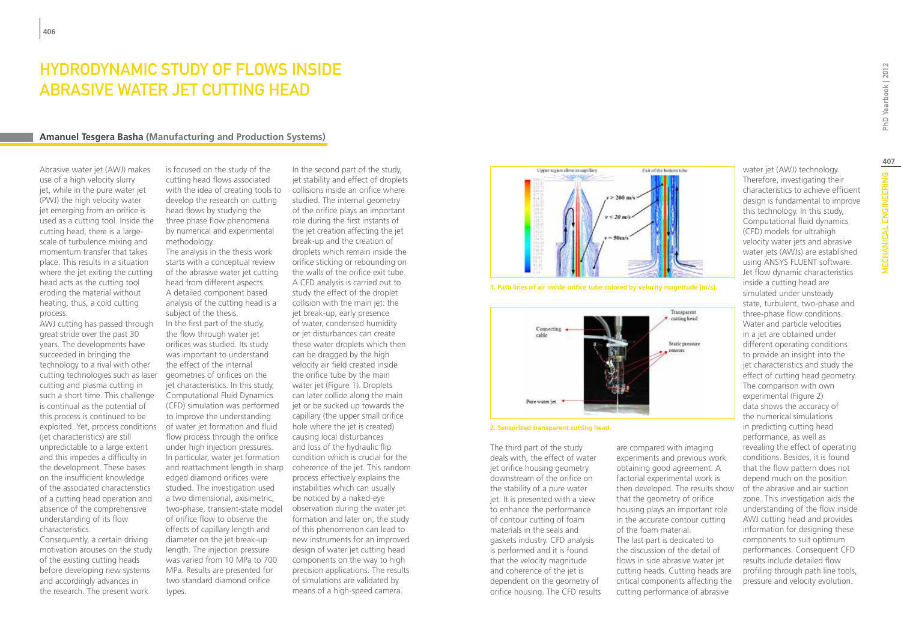# Hydrodynamic Study of Flows Inside Abrasive Water Jet Cutting Head

**Amanuel Tesgera Basha (Manufacturing and Production Systems)**

Abrasive water jet (AWJ) makes use of a high velocity slurry jet, while in the pure water jet (PWJ) the high velocity water jet emerging from an orifice is used as a cutting tool. Inside the cutting head, there is a large-scale of turbulence mixing and momentum transfer that takes place. This results in a situation where the jet exiting the cutting head acts as the cutting tool eroding the material without heating, thus, a cold cutting process.

AWJ cutting has passed through great stride over the past 30 years. The developments have succeeded in bringing the technology to a rival with other cutting technologies such as laser cutting and plasma cutting in such a short time. This challenge is continual as the potential of this process is continued to be exploited. Yet, process conditions (jet characteristics) are still unpredictable to a large extent and this impedes a difficulty in the development. These bases on the insufficient knowledge of the associated characteristics of a cutting head operation and absence of the comprehensive understanding of its flow characteristics.

Consequently, a certain driving motivation arouses on the study of the existing cutting heads before developing new systems and accordingly advances in the research. The present work is focused on the study of the cutting head flows associated with the idea of creating tools to develop the research on cutting head flows by studying the three phase flow phenomena by numerical and experimental methodology.

The analysis in the thesis work starts with a conceptual review of the abrasive water jet cutting head from different aspects. A detailed component based analysis of the cutting head is a subject of the thesis.

In the first part of the study, the flow through water jet orifices was studied. Its study was important to understand the effect of the internal geometries of orifices on the jet characteristics. In this study, Computational Fluid Dynamics (CFD) simulation was performed to improve the understanding of water jet formation and fluid flow process through the orifice under high injection pressures. In particular, water jet formation and reattachment length in sharp edged diamond orifices were studied. The investigation used a two dimensional, axisimetric, two-phase, transient-state model of orifice flow to observe the effects of capillary length and diameter on the jet break-up length. The injection pressure was varied from 10 MPa to 700 MPa. Results are presented for two standard diamond orifice types.

In the second part of the study, jet stability and effect of droplets collisions inside an orifice where studied. The internal geometry of the orifice plays an important role during the first instants of the jet creation affecting the jet break-up and the creation of droplets which remain inside the orifice sticking or rebounding on the walls of the orifice exit tube. A CFD analysis is carried out to study the effect of the droplet collision with the main jet: the jet break-up, early presence of water, condensed humidity or jet disturbances can create these water droplets which then can be dragged by the high velocity air field created inside the orifice tube by the main water jet (Figure 1). Droplets can later collide along the main jet or be sucked up towards the capillary (the upper small orifice hole where the jet is created) causing local disturbances and loss of the hydraulic flip condition which is crucial for the coherence of the jet. This random process effectively explains the instabilities which can usually be noticed by a naked-eye observation during the water jet formation and later on; the study of this phenomenon can lead to new instruments for an improved design of water jet cutting head components on the way to high precision applications. The results of simulations are validated by means of a high-speed camera.

1. Path lines of air inside orifice tube colored by velocity magnitude [m/s].

2. Sensorized transparent cutting head.

The third part of the study deals with, the effect of water jet orifice housing geometry downstream of the orifice on the stability of a pure water jet. It is presented with a view to enhance the performance of contour cutting of foam materials in the seals and gaskets industry. CFD analysis is performed and it is found that the velocity magnitude and coherence of the jet is dependent on the geometry of orifice housing. The CFD results are compared with imaging experiments and previous work obtaining good agreement. A factorial experimental work is then developed. The results show that the geometry of orifice housing plays an important role in the accurate contour cutting of the foam material.

The last part is dedicated to the discussion of the detail of flows in side abrasive water jet cutting heads. Cutting heads are critical components affecting the cutting performance of abrasive water jet (AWJ) technology. Therefore, investigating their characteristics to achieve efficient design is fundamental to improve this technology. In this study, Computational fluid dynamics (CFD) models for ultrahigh velocity water jets and abrasive water jets (AWJs) are established using ANSYS FLUENT software. Jet flow dynamic characteristics inside a cutting head are simulated under unsteady state, turbulent, two-phase and three-phase flow conditions. Water and particle velocities in a jet are obtained under different operating conditions to provide an insight into the jet characteristics and study the effect of cutting head geometry. The comparison with own experimental (Figure 2) data shows the accuracy of the numerical simulations in predicting cutting head performance, as well as revealing the effect of operating conditions. Besides, it is found that the flow pattern does not depend much on the position of the abrasive and air suction zone. This investigation aids the understanding of the flow inside AWJ cutting head and provides information for designing these components to suit optimum performances. Consequent CFD results include detailed flow profiling through path line tools, pressure and velocity evolution.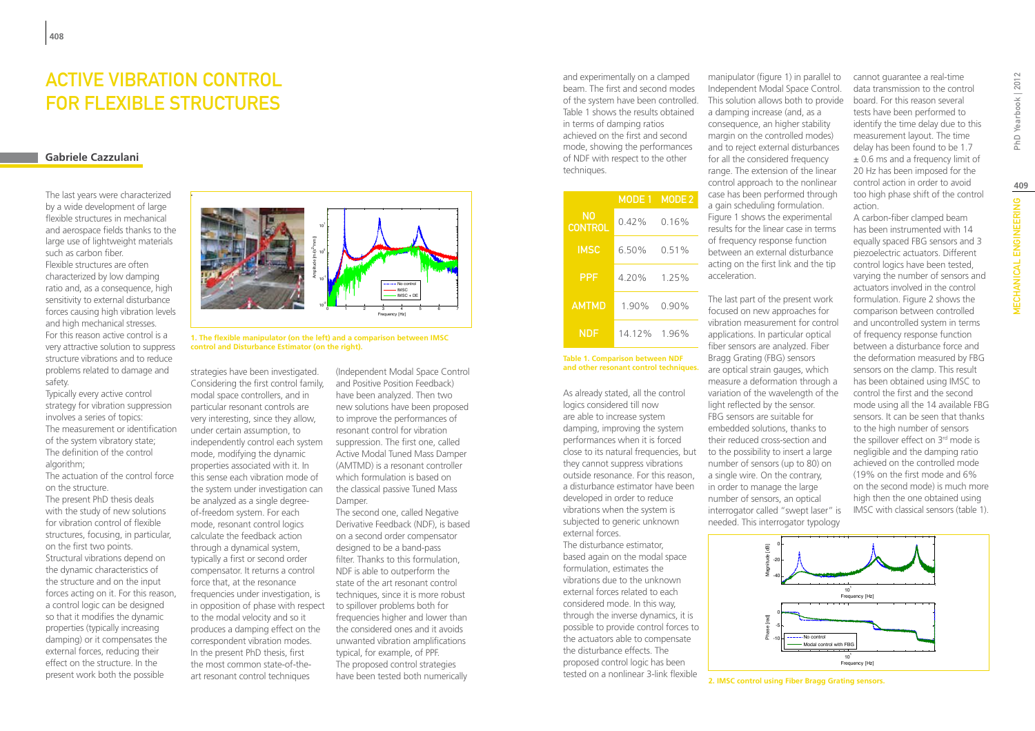# ACTIVE VIBRATION CONTROL FOR FLEXIBLE STRUCTURES

## Gabriele Cazzulani

The last years were characterized by a wide development of large flexible structures in mechanical and aerospace fields thanks to the large use of lightweight materials such as carbon fiber.
Flexible structures are often characterized by low damping ratio and, as a consequence, high sensitivity to external disturbance forces causing high vibration levels and high mechanical stresses.
For this reason active control is a very attractive solution to suppress structure vibrations and to reduce problems related to damage and safety.
Typically every active control strategy for vibration suppression involves a series of topics:
The measurement or identification of the system vibratory state;
The definition of the control algorithm;
The actuation of the control force on the structure.
The present PhD thesis deals with the study of new solutions for vibration control of flexible structures, focusing, in particular, on the first two points.
Structural vibrations depend on the dynamic characteristics of the structure and on the input forces acting on it. For this reason, a control logic can be designed so that it modifies the dynamic properties (typically increasing damping) or it compensates the external forces, reducing their effect on the structure. In the present work both the possible strategies have been investigated.
Considering the first control family, modal space controllers, and in particular resonant controls are very interesting, since they allow, under certain assumption, to independently control each system mode, modifying the dynamic properties associated with it. In this sense each vibration mode of the system under investigation can be analyzed as a single degree-of-freedom system. For each mode, resonant control logics calculate the feedback action through a dynamical system, typically a first or second order compensator. It returns a control force that, at the resonance frequencies under investigation, is in opposition of phase with respect to the modal velocity and so it produces a damping effect on the correspondent vibration modes.
In the present PhD thesis, first the most common state-of-the-art resonant control techniques (Independent Modal Space Control and Positive Position Feedback) have been analyzed. Then two new solutions have been proposed to improve the performances of resonant control for vibration suppression. The first one, called Active Modal Tuned Mass Damper (AMTMD) is a resonant controller which formulation is based on the classical passive Tuned Mass Damper.
The second one, called Negative Derivative Feedback (NDF), is based on a second order compensator designed to be a band-pass filter. Thanks to this formulation, NDF is able to outperform the state of the art resonant control techniques, since it is more robust to spillover problems both for frequencies higher and lower than the considered ones and it avoids unwanted vibration amplifications typical, for example, of PPF.
The proposed control strategies have been tested both numerically and experimentally on a clamped beam. The first and second modes of the system have been controlled. Table 1 shows the results obtained in terms of damping ratios achieved on the first and second mode, showing the performances of NDF with respect to the other techniques.

1. The flexible manipulator (on the left) and a comparison between IMSC control and Disturbance Estimator (on the right).

| | MODE 1 | MODE 2 |
|---|---|---|
| NO CONTROL | 0.42% | 0.16% |
| IMSC | 6.50% | 0.51% |
| PPF | 4.20% | 1.25% |
| AMTMD | 1.90% | 0.90% |
| NDF | 14.12% | 1.96% |

Table 1. Comparison between NDF and other resonant control techniques.

As already stated, all the control logics considered till now are able to increase system damping, improving the system performances when it is forced close to its natural frequencies, but they cannot suppress vibrations outside resonance. For this reason, a disturbance estimator have been developed in order to reduce vibrations when the system is subjected to generic unknown external forces.
The disturbance estimator, based again on the modal space formulation, estimates the vibrations due to the unknown external forces related to each considered mode. In this way, through the inverse dynamics, it is possible to provide control forces to the actuators able to compensate the disturbance effects. The proposed control logic has been tested on a nonlinear 3-link flexible manipulator (figure 1) in parallel to Independent Modal Space Control. This solution allows both to provide a damping increase (and, as a consequence, an higher stability margin on the controlled modes) and to reject external disturbances for all the considered frequency range. The extension of the linear control approach to the nonlinear case has been performed through a gain scheduling formulation. Figure 1 shows the experimental results for the linear case in terms of frequency response function between an external disturbance acting on the first link and the tip acceleration.

The last part of the present work focused on new approaches for vibration measurement for control applications. In particular optical fiber sensors are analyzed. Fiber Bragg Grating (FBG) sensors are optical strain gauges, which measure a deformation through a variation of the wavelength of the light reflected by the sensor. FBG sensors are suitable for embedded solutions, thanks to their reduced cross-section and to the possibility to insert a large number of sensors (up to 80) on a single wire. On the contrary, in order to manage the large number of sensors, an optical interrogator called "swept laser" is needed. This interrogator typology cannot guarantee a real-time data transmission to the control board. For this reason several tests have been performed to identify the time delay due to this measurement layout. The time delay has been found to be 1.7 ± 0.6 ms and a frequency limit of 20 Hz has been imposed for the control action in order to avoid too high phase shift of the control action.
A carbon-fiber clamped beam has been instrumented with 14 equally spaced FBG sensors and 3 piezoelectric actuators. Different control logics have been tested, varying the number of sensors and actuators involved in the control formulation. Figure 2 shows the comparison between controlled and uncontrolled system in terms of frequency response function between a disturbance force and the deformation measured by FBG sensors on the clamp. This result has been obtained using IMSC to control the first and the second mode using all the 14 available FBG sensors. It can be seen that thanks to the high number of sensors the spillover effect on 3rd mode is negligible and the damping ratio achieved on the controlled mode (19% on the first mode and 6% on the second mode) is much more high then the one obtained using IMSC with classical sensors (table 1).

2. IMSC control using Fiber Bragg Grating sensors.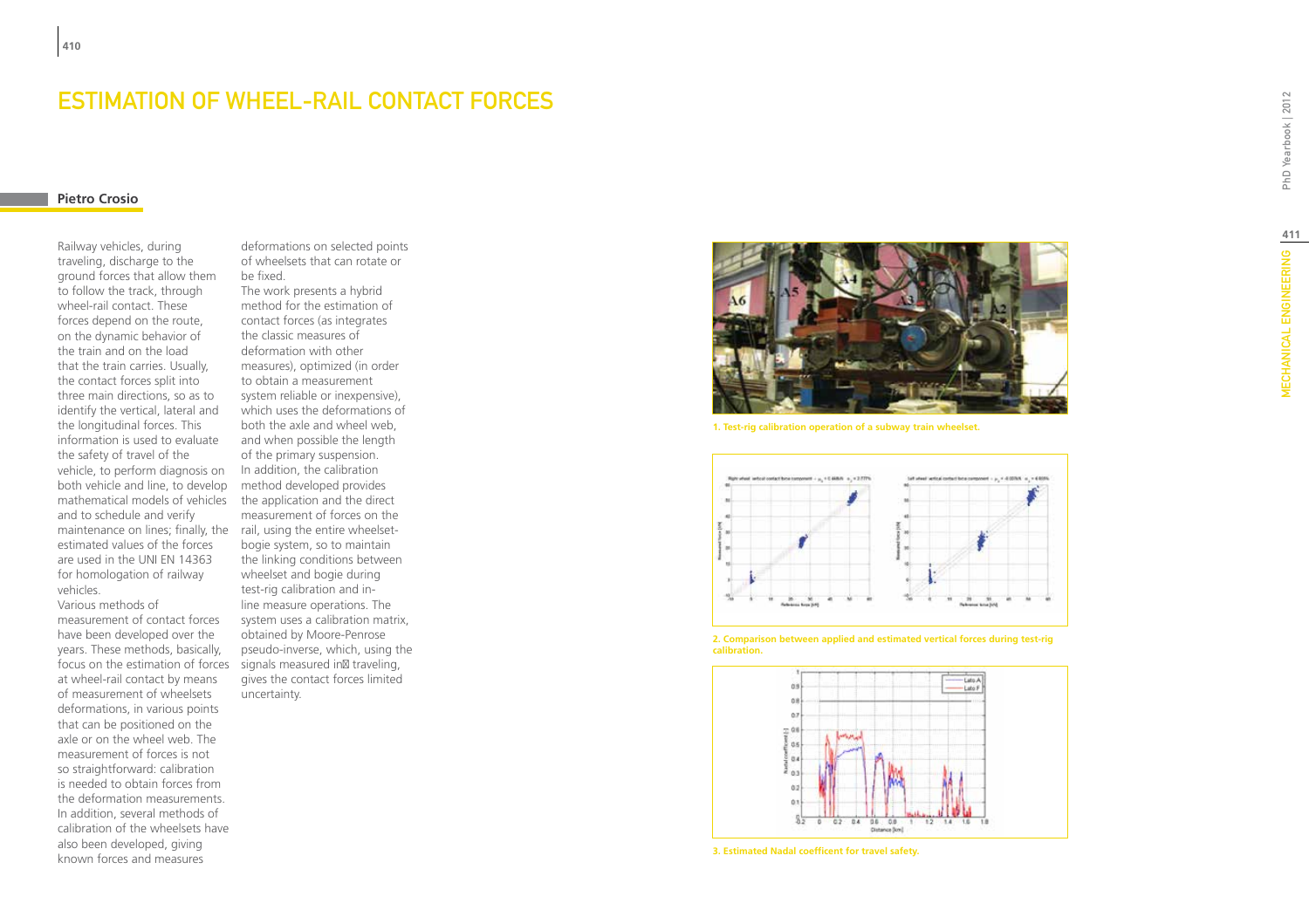# ESTIMATION OF WHEEL-RAIL CONTACT FORCES

**Pietro Crosio**

Railway vehicles, during traveling, discharge to the ground forces that allow them to follow the track, through wheel-rail contact. These forces depend on the route, on the dynamic behavior of the train and on the load that the train carries. Usually, the contact forces split into three main directions, so as to identify the vertical, lateral and the longitudinal forces. This information is used to evaluate the safety of travel of the vehicle, to perform diagnosis on both vehicle and line, to develop mathematical models of vehicles and to schedule and verify maintenance on lines; finally, the estimated values of the forces are used in the UNI EN 14363 for homologation of railway vehicles.

Various methods of measurement of contact forces have been developed over the years. These methods, basically, focus on the estimation of forces at wheel-rail contact by means of measurement of wheelsets deformations, in various points that can be positioned on the axle or on the wheel web. The measurement of forces is not so straightforward: calibration is needed to obtain forces from the deformation measurements. In addition, several methods of calibration of the wheelsets have also been developed, giving known forces and measures deformations on selected points of wheelsets that can rotate or be fixed.

The work presents a hybrid method for the estimation of contact forces (as integrates the classic measures of deformation with other measures), optimized (in order to obtain a measurement system reliable or inexpensive), which uses the deformations of both the axle and wheel web, and when possible the length of the primary suspension.

In addition, the calibration method developed provides the application and the direct measurement of forces on the rail, using the entire wheelset-bogie system, so to maintain the linking conditions between wheelset and bogie during test-rig calibration and in-line measure operations. The system uses a calibration matrix, obtained by Moore-Penrose pseudo-inverse, which, using the signals measured in traveling, gives the contact forces limited uncertainty.

1. Test-rig calibration operation of a subway train wheelset.

2. Comparison between applied and estimated vertical forces during test-rig calibration.

3. Estimated Nadal coefficent for travel safety.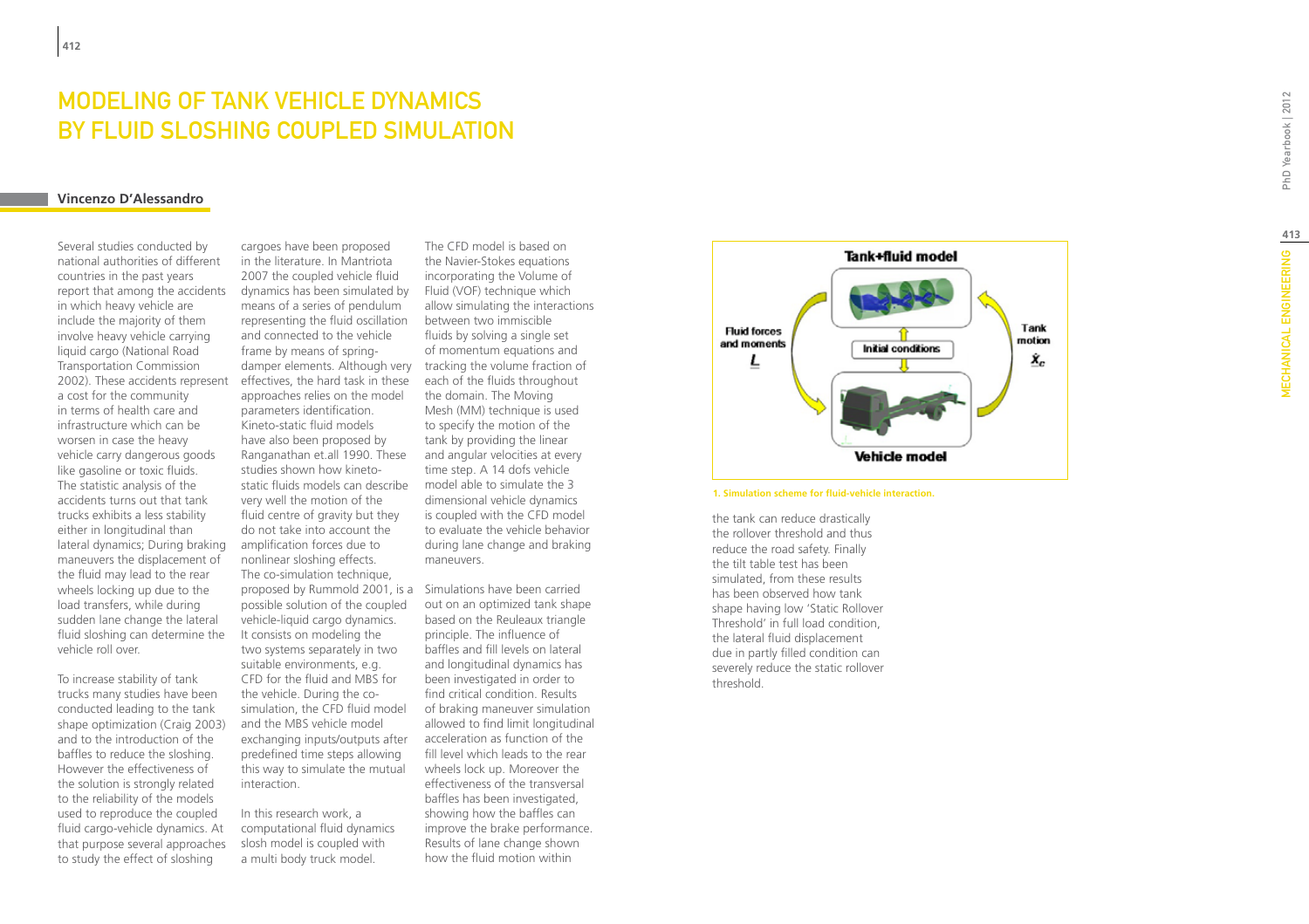# MODELING OF TANK VEHICLE DYNAMICS BY FLUID SLOSHING COUPLED SIMULATION

**Vincenzo D'Alessandro**

Several studies conducted by national authorities of different countries in the past years report that among the accidents in which heavy vehicle are include the majority of them involve heavy vehicle carrying liquid cargo (National Road Transportation Commission 2002). These accidents represent a cost for the community in terms of health care and infrastructure which can be worsen in case the heavy vehicle carry dangerous goods like gasoline or toxic fluids. The statistic analysis of the accidents turns out that tank trucks exhibits a less stability either in longitudinal than lateral dynamics; During braking maneuvers the displacement of the fluid may lead to the rear wheels locking up due to the load transfers, while during sudden lane change the lateral fluid sloshing can determine the vehicle roll over.

To increase stability of tank trucks many studies have been conducted leading to the tank shape optimization (Craig 2003) and to the introduction of the baffles to reduce the sloshing. However the effectiveness of the solution is strongly related to the reliability of the models used to reproduce the coupled fluid cargo-vehicle dynamics. At that purpose several approaches to study the effect of sloshing cargoes have been proposed in the literature. In Mantriota 2007 the coupled vehicle fluid dynamics has been simulated by means of a series of pendulum representing the fluid oscillation and connected to the vehicle frame by means of spring-damper elements. Although very effectives, the hard task in these approaches relies on the model parameters identification. Kineto-static fluid models have also been proposed by Ranganathan et.all 1990. These studies shown how kineto-static fluids models can describe very well the motion of the fluid centre of gravity but they do not take into account the amplification forces due to nonlinear sloshing effects.
The co-simulation technique, proposed by Rummold 2001, is a possible solution of the coupled vehicle-liquid cargo dynamics. It consists on modeling the two systems separately in two suitable environments, e.g. CFD for the fluid and MBS for the vehicle. During the co-simulation, the CFD fluid model and the MBS vehicle model exchanging inputs/outputs after predefined time steps allowing this way to simulate the mutual interaction.

In this research work, a computational fluid dynamics slosh model is coupled with a multi body truck model. The CFD model is based on the Navier-Stokes equations incorporating the Volume of Fluid (VOF) technique which allow simulating the interactions between two immiscible fluids by solving a single set of momentum equations and tracking the volume fraction of each of the fluids throughout the domain. The Moving Mesh (MM) technique is used to specify the motion of the tank by providing the linear and angular velocities at every time step. A 14 dofs vehicle model able to simulate the 3 dimensional vehicle dynamics is coupled with the CFD model to evaluate the vehicle behavior during lane change and braking maneuvers.

Simulations have been carried out on an optimized tank shape based on the Reuleaux triangle principle. The influence of baffles and fill levels on lateral and longitudinal dynamics has been investigated in order to find critical condition. Results of braking maneuver simulation allowed to find limit longitudinal acceleration as function of the fill level which leads to the rear wheels lock up. Moreover the effectiveness of the transversal baffles has been investigated, showing how the baffles can improve the brake performance. Results of lane change shown how the fluid motion within the tank can reduce drastically the rollover threshold and thus reduce the road safety. Finally the tilt table test has been simulated, from these results has been observed how tank shape having low 'Static Rollover Threshold' in full load condition, the lateral fluid displacement due in partly filled condition can severely reduce the static rollover threshold.

1. Simulation scheme for fluid-vehicle interaction.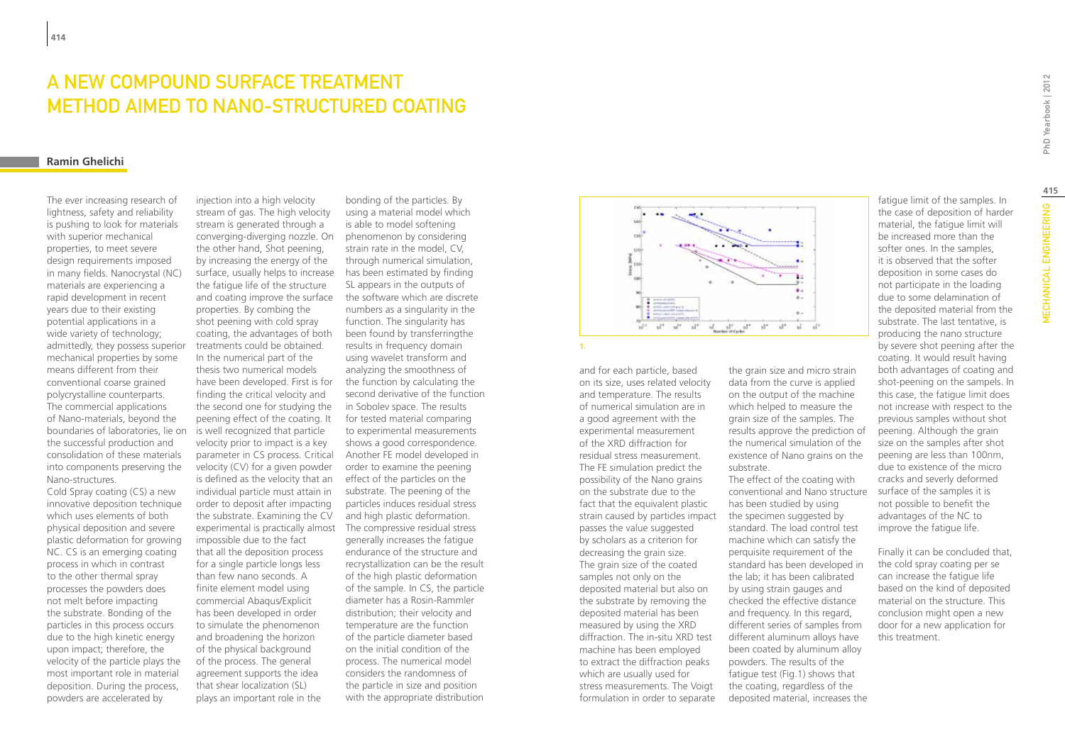# A NEW COMPOUND SURFACE TREATMENT METHOD AIMED TO NANO-STRUCTURED COATING

**Ramin Ghelichi**

The ever increasing research of lightness, safety and reliability is pushing to look for materials with superior mechanical properties, to meet severe design requirements imposed in many fields. Nanocrystal (NC) materials are experiencing a rapid development in recent years due to their existing potential applications in a wide variety of technology; admittedly, they possess superior mechanical properties by some means different from their conventional coarse grained polycrystalline counterparts. The commercial applications of Nano-materials, beyond the boundaries of laboratories, lie on the successful production and consolidation of these materials into components preserving the Nano-structures.

Cold Spray coating (CS) a new innovative deposition technique which uses elements of both physical deposition and severe plastic deformation for growing NC. CS is an emerging coating process in which in contrast to the other thermal spray processes the powders does not melt before impacting the substrate. Bonding of the particles in this process occurs due to the high kinetic energy upon impact; therefore, the velocity of the particle plays the most important role in material deposition. During the process, powders are accelerated by injection into a high velocity stream of gas. The high velocity stream is generated through a converging-diverging nozzle. On the other hand, Shot peening, by increasing the energy of the surface, usually helps to increase the fatigue life of the structure and coating improve the surface properties. By combing the shot peening with cold spray coating, the advantages of both treatments could be obtained.

In the numerical part of the thesis two numerical models have been developed. First is for finding the critical velocity and the second one for studying the peening effect of the coating. It is well recognized that particle velocity prior to impact is a key parameter in CS process. Critical velocity (CV) for a given powder is defined as the velocity that an individual particle must attain in order to deposit after impacting the substrate. Examining the CV experimental is practically almost impossible due to the fact that all the deposition process for a single particle longs less than few nano seconds. A finite element model using commercial Abaqus/Explicit has been developed in order to simulate the phenomenon and broadening the horizon of the physical background of the process. The general agreement supports the idea that shear localization (SL) plays an important role in the bonding of the particles. By using a material model which is able to model softening phenomenon by considering strain rate in the model, CV, through numerical simulation, has been estimated by finding SL appears in the outputs of the software which are discrete numbers as a singularity in the function. The singularity has been found by transferringthe results in frequency domain using wavelet transform and analyzing the smoothness of the function by calculating the second derivative of the function in Sobolev space. The results for tested material comparing to experimental measurements shows a good correspondence. Another FE model developed in order to examine the peening effect of the particles on the substrate. The peening of the particles induces residual stress and high plastic deformation. The compressive residual stress generally increases the fatigue endurance of the structure and recrystallization can be the result of the high plastic deformation of the sample. In CS, the particle diameter has a Rosin-Rammler distribution; their velocity and temperature are the function of the particle diameter based on the initial condition of the process. The numerical model considers the randomness of the particle in size and position with the appropriate distribution and for each particle, based on its size, uses related velocity and temperature. The results of numerical simulation are in a good agreement with the experimental measurement of the XRD diffraction for residual stress measurement. The FE simulation predict the possibility of the Nano grains on the substrate due to the fact that the equivalent plastic strain caused by particles impact passes the value suggested by scholars as a criterion for decreasing the grain size. The grain size of the coated samples not only on the deposited material but also on the substrate by removing the deposited material has been measured by using the XRD diffraction. The in-situ XRD test machine has been employed to extract the diffraction peaks which are usually used for stress measurements. The Voigt formulation in order to separate the grain size and micro strain data from the curve is applied on the output of the machine which helped to measure the grain size of the samples. The results approve the prediction of the numerical simulation of the existence of Nano grains on the substrate.

The effect of the coating with conventional and Nano structure has been studied by using the specimen suggested by standard. The load control test machine which can satisfy the perquisite requirement of the standard has been developed in the lab; it has been calibrated by using strain gauges and checked the effective distance and frequency. In this regard, different series of samples from different aluminum alloys have been coated by aluminum alloy powders. The results of the fatigue test (Fig.1) shows that the coating, regardless of the deposited material, increases the fatigue limit of the samples. In the case of deposition of harder material, the fatigue limit will be increased more than the softer ones. In the samples, it is observed that the softer deposition in some cases do not participate in the loading due to some delamination of the deposited material from the substrate. The last tentative, is producing the nano structure by severe shot peening after the coating. It would result having both advantages of coating and shot-peening on the sampels. In this case, the fatigue limit does not increase with respect to the previous samples without shot peening. Although the grain size on the samples after shot peening are less than 100nm, due to existence of the micro cracks and severly deformed surface of the samples it is not possible to benefit the advantages of the NC to improve the fatigue life.

Finally it can be concluded that, the cold spray coating per se can increase the fatigue life based on the kind of deposited material on the structure. This conclusion might open a new door for a new application for this treatment.

1.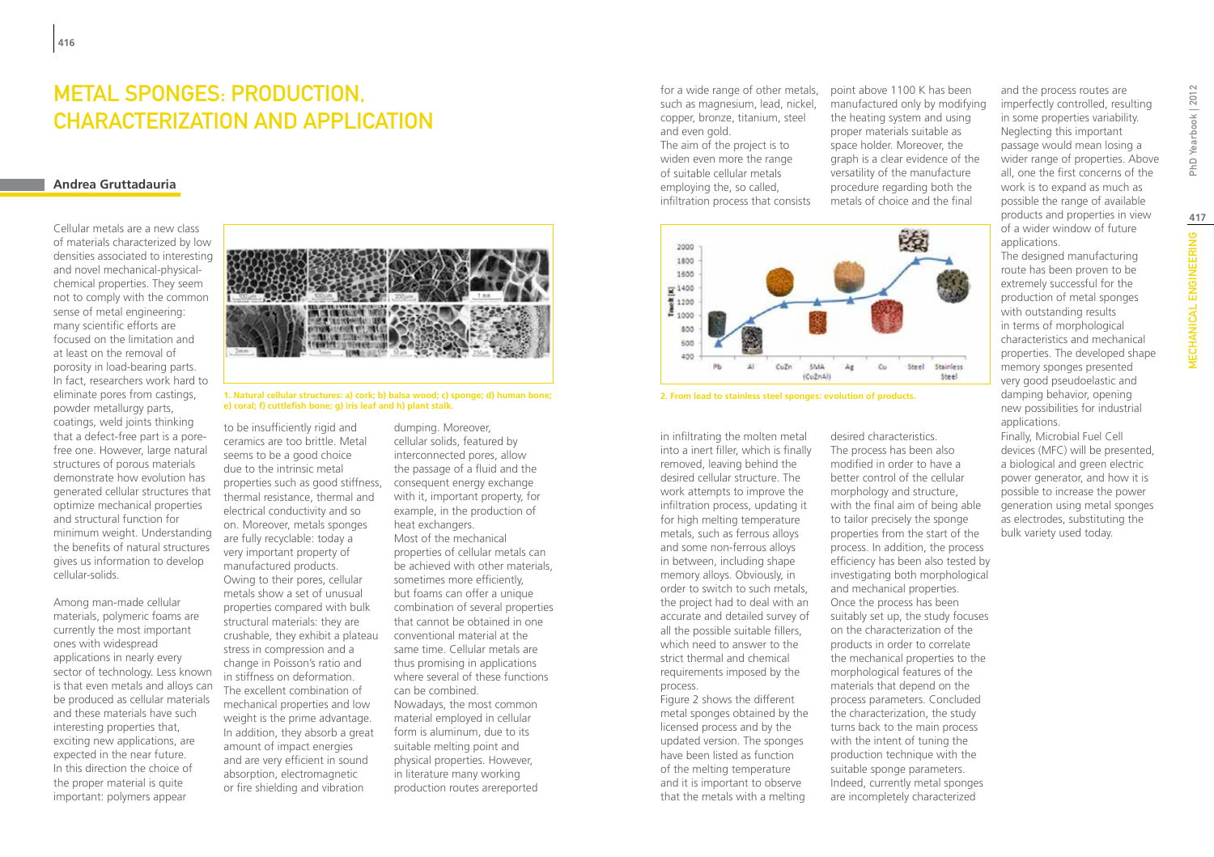# Metal Sponges: Production, Characterization and Application

**Andrea Gruttadauria**

Cellular metals are a new class of materials characterized by low densities associated to interesting and novel mechanical-physical-chemical properties. They seem not to comply with the common sense of metal engineering: many scientific efforts are focused on the limitation and at least on the removal of porosity in load-bearing parts. In fact, researchers work hard to eliminate pores from castings, powder metallurgy parts, coatings, weld joints thinking that a defect-free part is a pore-free one. However, large natural structures of porous materials demonstrate how evolution has generated cellular structures that optimize mechanical properties and structural function for minimum weight. Understanding the benefits of natural structures gives us information to develop cellular-solids.

Among man-made cellular materials, polymeric foams are currently the most important ones with widespread applications in nearly every sector of technology. Less known is that even metals and alloys can be produced as cellular materials and these materials have such interesting properties that, exciting new applications, are expected in the near future. In this direction the choice of the proper material is quite important: polymers appear to be insufficiently rigid and ceramics are too brittle. Metal seems to be a good choice due to the intrinsic metal properties such as good stiffness, thermal resistance, thermal and electrical conductivity and so on. Moreover, metals sponges are fully recyclable: today a very important property of manufactured products.

1. Natural cellular structures: a) cork; b) balsa wood; c) sponge; d) human bone; e) coral; f) cuttlefish bone; g) iris leaf and h) plant stalk.

Owing to their pores, cellular metals show a set of unusual properties compared with bulk structural materials: they are crushable, they exhibit a plateau stress in compression and a change in Poisson's ratio and in stiffness on deformation. The excellent combination of mechanical properties and low weight is the prime advantage. In addition, they absorb a great amount of impact energies and are very efficient in sound absorption, electromagnetic or fire shielding and vibration dumping. Moreover, cellular solids, featured by interconnected pores, allow the passage of a fluid and the consequent energy exchange with it, important property, for example, in the production of heat exchangers.

Most of the mechanical properties of cellular metals can be achieved with other materials, sometimes more efficiently, but foams can offer a unique combination of several properties that cannot be obtained in one conventional material at the same time. Cellular metals are thus promising in applications where several of these functions can be combined.

Nowadays, the most common material employed in cellular form is aluminum, due to its suitable melting point and physical properties. However, in literature many working production routes arereported for a wide range of other metals, such as magnesium, lead, nickel, copper, bronze, titanium, steel and even gold.

The aim of the project is to widen even more the range of suitable cellular metals employing the, so called, infiltration process that consists in infiltrating the molten metal into a inert filler, which is finally removed, leaving behind the desired cellular structure. The work attempts to improve the infiltration process, updating it for high melting temperature metals, such as ferrous alloys and some non-ferrous alloys in between, including shape memory alloys. Obviously, in order to switch to such metals, the project had to deal with an accurate and detailed survey of all the possible suitable fillers, which need to answer to the strict thermal and chemical requirements imposed by the process.

Figure 2 shows the different metal sponges obtained by the licensed process and by the updated version. The sponges have been listed as function of the melting temperature and it is important to observe that the metals with a melting point above 1100 K has been manufactured only by modifying the heating system and using proper materials suitable as space holder. Moreover, the graph is a clear evidence of the versatility of the manufacture procedure regarding both the metals of choice and the final desired characteristics.

2. From lead to stainless steel sponges: evolution of products.

The process has been also modified in order to have a better control of the cellular morphology and structure, with the final aim of being able to tailor precisely the sponge properties from the start of the process. In addition, the process efficiency has been also tested by investigating both morphological and mechanical properties.

Once the process has been suitably set up, the study focuses on the characterization of the products in order to correlate the mechanical properties to the morphological features of the materials that depend on the process parameters. Concluded the characterization, the study turns back to the main process with the intent of tuning the production technique with the suitable sponge parameters. Indeed, currently metal sponges are incompletely characterized and the process routes are imperfectly controlled, resulting in some properties variability. Neglecting this important passage would mean losing a wider range of properties. Above all, one the first concerns of the work is to expand as much as possible the range of available products and properties in view of a wider window of future applications.

The designed manufacturing route has been proven to be extremely successful for the production of metal sponges with outstanding results in terms of morphological characteristics and mechanical properties. The developed shape memory sponges presented very good pseudoelastic and damping behavior, opening new possibilities for industrial applications.

Finally, Microbial Fuel Cell devices (MFC) will be presented, a biological and green electric power generator, and how it is possible to increase the power generation using metal sponges as electrodes, substituting the bulk variety used today.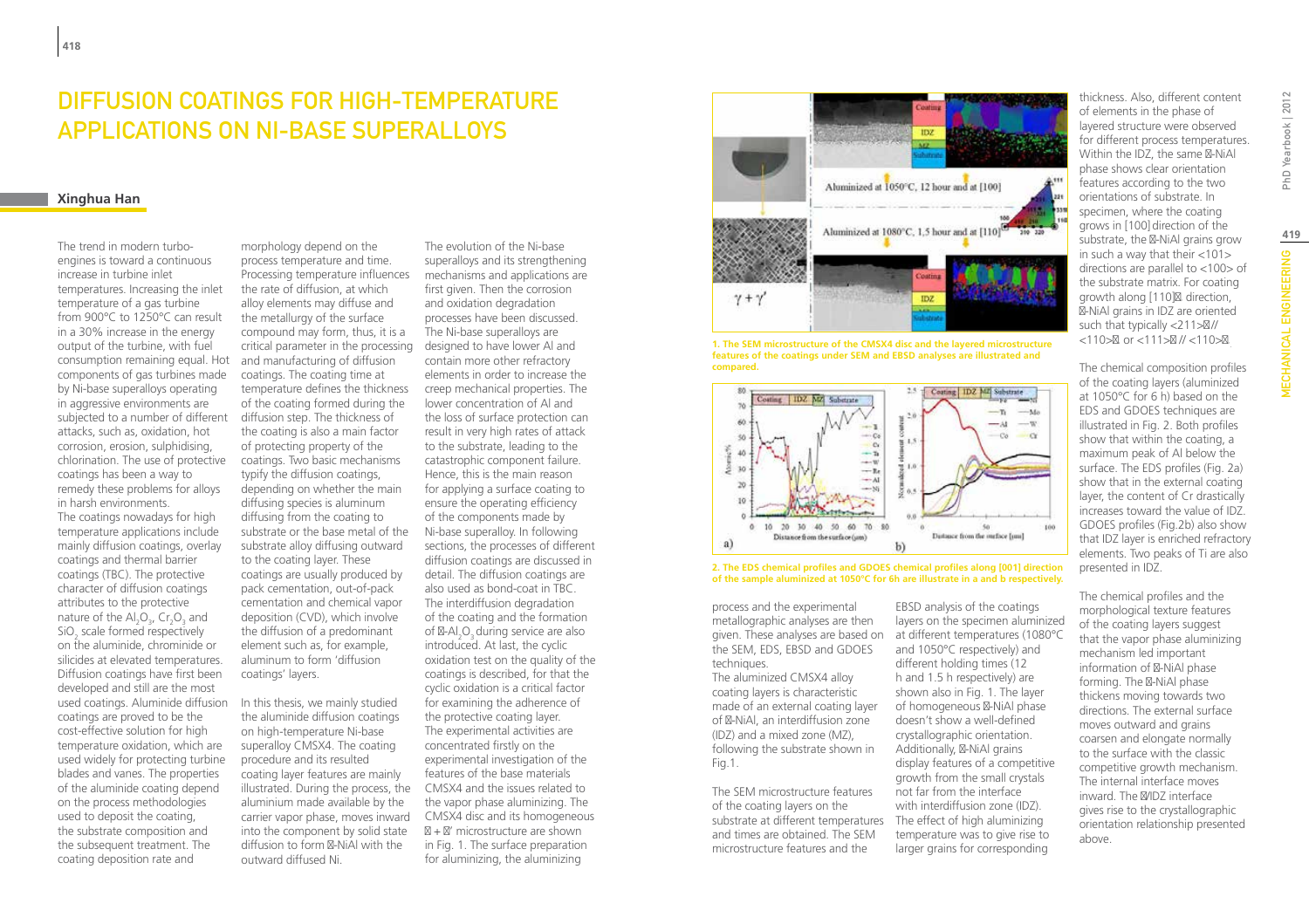# DIFFUSION COATINGS FOR HIGH-TEMPERATURE APPLICATIONS ON NI-BASE SUPERALLOYS

**Xinghua Han**

The trend in modern turbo-engines is toward a continuous increase in turbine inlet temperatures. Increasing the inlet temperature of a gas turbine from 900°C to 1250°C can result in a 30% increase in the energy output of the turbine, with fuel consumption remaining equal. Hot components of gas turbines made by Ni-base superalloys operating in aggressive environments are subjected to a number of different attacks, such as, oxidation, hot corrosion, erosion, sulphidising, chlorination. The use of protective coatings has been a way to remedy these problems for alloys in harsh environments.

The coatings nowadays for high temperature applications include mainly diffusion coatings, overlay coatings and thermal barrier coatings (TBC). The protective character of diffusion coatings attributes to the protective nature of the $Al_2O_3$, $Cr_2O_3$ and $SiO_2$ scale formed respectively on the aluminide, chrominide or silicides at elevated temperatures. Diffusion coatings have first been developed and still are the most used coatings. Aluminide diffusion coatings are proved to be the cost-effective solution for high temperature oxidation, which are used widely for protecting turbine blades and vanes. The properties of the aluminide coating depend on the process methodologies used to deposit the coating, the substrate composition and the subsequent treatment. The coating deposition rate and morphology depend on the process temperature and time. Processing temperature influences the rate of diffusion, at which alloy elements may diffuse and the metallurgy of the surface compound may form, thus, it is a critical parameter in the processing and manufacturing of diffusion coatings. The coating time at temperature defines the thickness of the coating formed during the diffusion step. The thickness of the coating is also a main factor of protecting property of the coatings. Two basic mechanisms typify the diffusion coatings, depending on whether the main diffusing species is aluminum diffusing from the coating to substrate or the base metal of the substrate alloy diffusing outward to the coating layer. These coatings are usually produced by pack cementation, out-of-pack cementation and chemical vapor deposition (CVD), which involve the diffusion of a predominant element such as, for example, aluminum to form 'diffusion coatings' layers.

In this thesis, we mainly studied the aluminide diffusion coatings on high-temperature Ni-base superalloy CMSX4. The coating procedure and its resulted coating layer features are mainly illustrated. During the process, the aluminium made available by the carrier vapor phase, moves inward into the component by solid state diffusion to form β-NiAl with the outward diffused Ni.

The evolution of the Ni-base superalloys and its strengthening mechanisms and applications are first given. Then the corrosion and oxidation degradation processes have been discussed. The Ni-base superalloys are designed to have lower Al and contain more other refractory elements in order to increase the creep mechanical properties. The lower concentration of Al and the loss of surface protection can result in very high rates of attack to the substrate, leading to the catastrophic component failure. Hence, this is the main reason for applying a surface coating to ensure the operating efficiency of the components made by Ni-base superalloy. In following sections, the processes of different diffusion coatings are discussed in detail. The diffusion coatings are also used as bond-coat in TBC. The interdiffusion degradation of the coating and the formation of α-$Al_2O_3$ during service are also introduced. At last, the cyclic oxidation test on the quality of the coatings is described, for that the cyclic oxidation is a critical factor for examining the adherence of the protective coating layer. The experimental activities are concentrated firstly on the experimental investigation of the features of the base materials CMSX4 and the issues related to the vapor phase aluminizing. The CMSX4 disc and its homogeneous γ + γ′ microstructure are shown in Fig. 1. The surface preparation for aluminizing, the aluminizing process and the experimental metallographic analyses are then given. These analyses are based on the SEM, EDS, EBSD and GDOES techniques.

The aluminized CMSX4 alloy coating layers is characteristic made of an external coating layer of β-NiAl, an interdiffusion zone (IDZ) and a mixed zone (MZ), following the substrate shown in Fig.1.

The SEM microstructure features of the coating layers on the substrate at different temperatures and times are obtained. The SEM microstructure features and the EBSD analysis of the coatings layers on the specimen aluminized at different temperatures (1080°C and 1050°C respectively) and different holding times (12 h and 1.5 h respectively) are shown also in Fig. 1. The layer of homogeneous β-NiAl phase doesn't show a well-defined crystallographic orientation. Additionally, β-NiAl grains display features of a competitive growth from the small crystals not far from the interface with interdiffusion zone (IDZ). The effect of high aluminizing temperature was to give rise to larger grains for corresponding thickness. Also, different content of elements in the phase of layered structure were observed for different process temperatures. Within the IDZ, the same β-NiAl phase shows clear orientation features according to the two orientations of substrate. In specimen, where the coating grows in [100] direction of the substrate, the β-NiAl grains grow in such a way that their <101> directions are parallel to <100> of the substrate matrix. For coating growth along [110]γ direction, β-NiAl grains in IDZ are oriented such that typically <211>β// <110>γ or <111>β // <110>γ.

**1. The SEM microstructure of the CMSX4 disc and the layered microstructure features of the coatings under SEM and EBSD analyses are illustrated and compared.**

**2. The EDS chemical profiles and GDOES chemical profiles along [001] direction of the sample aluminized at 1050°C for 6h are illustrate in a and b respectively.**

The chemical composition profiles of the coating layers (aluminized at 1050°C for 6 h) based on the EDS and GDOES techniques are illustrated in Fig. 2. Both profiles show that within the coating, a maximum peak of Al below the surface. The EDS profiles (Fig. 2a) show that in the external coating layer, the content of Cr drastically increases toward the value of IDZ. GDOES profiles (Fig.2b) also show that IDZ layer is enriched refractory elements. Two peaks of Ti are also presented in IDZ.

The chemical profiles and the morphological texture features of the coating layers suggest that the vapor phase aluminizing mechanism led important information of β-NiAl phase forming. The β-NiAl phase thickens moving towards two directions. The external surface moves outward and grains coarsen and elongate normally to the surface with the classic competitive growth mechanism. The internal interface moves inward. The β/IDZ interface gives rise to the crystallographic orientation relationship presented above.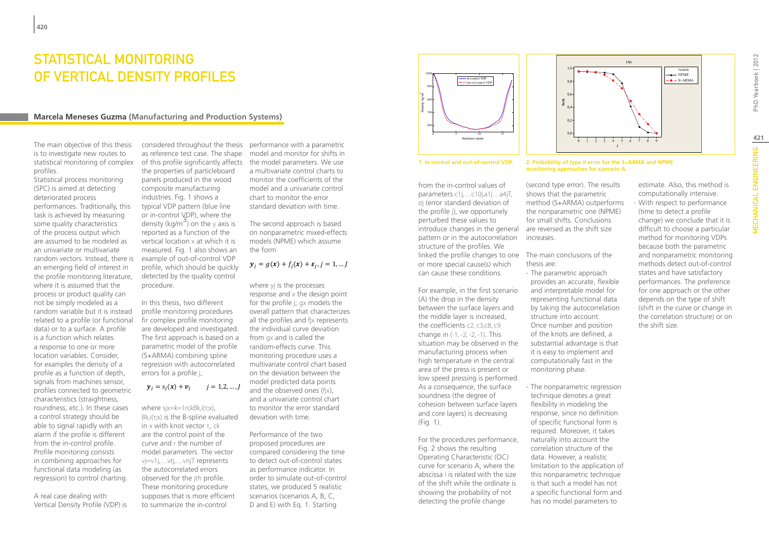# STATISTICAL MONITORING OF VERTICAL DENSITY PROFILES

**Marcela Meneses Guzma (Manufacturing and Production Systems)**

The main objective of this thesis is to investigate new routes to statistical monitoring of complex profiles.

Statistical process monitoring (SPC) is aimed at detecting deteriorated process performances. Traditionally, this task is achieved by measuring some quality characteristics of the process output which are assumed to be modeled as an univariate or multivariate random vectors. Instead, there is an emerging field of interest in the profile monitoring literature, where it is assumed that the process or product quality can not be simply modeled as a random variable but it is instead related to a profile (or functional data) or to a surface. A profile is a function which relates a response to one or more location variables. Consider, for examples the density of a profile as a function of depth, signals from machines sensor, profiles connected to geometric characteristics (straightness, roundness, etc.). In these cases a control strategy should be able to signal rapidly with an alarm if the profile is different from the in-control profile. Profile monitoring consists in combining approaches for functional data modeling (as regression) to control charting.

A real case dealing with Vertical Density Profile (VDP) is considered throughout the thesis as reference test case. The shape of this profile significantly affects the properties of particleboard panels produced in the wood composite manufacturing industries. Fig. 1 shows a typical VDP pattern (blue line or in-control VDP), where the density (kg/m$^3$) on the y axis is reported as a function of the vertical location x at which it is measured. Fig. 1 also shows an example of out-of-control VDP profile, which should be quickly detected by the quality control procedure.

In this thesis, two different profile monitoring procedures fir complex profile monitoring are developed and investigated. The first approach is based on a parametric model of the profile (S+ARMA) combining spline regression with autocorrelated errors for a profile j,

$$y_j = s_j(x) + v_j \qquad j = 1, 2, \ldots, J$$

where $s_j x = \sum_{k=1}^{r} c_k B_{k,i}(\tau; x)$, $B_{k,i}(\tau;x)$ is the B-spline evaluated in x with knot vector τ, $c_k$ are the control point of the curve and r the number of model parameters. The vector $v_j = v_{1j}, \ldots v_{tj}, \ldots v_{nj}^T$ represents the autocorrelated errors observed for the jth profile. These monitoring procedure supposes that is more efficient to summarize the in-control performance with a parametric model and monitor for shifts in the model parameters. We use a multivariate control charts to monitor the coefficients of the model and a univariate control chart to monitor the error standard deviation with time.

The second approach is based on nonparametric mixed-effects models (NPME) which assume the form

$$y_j = g(x) + f_j(x) + \varepsilon_j, j = 1, \ldots J$$

where $y_j$ is the processes response and x the design point for the profile j; $g_x$ models the overall pattern that characterizes all the profiles and $f_{jx}$ represents the individual curve deviation from $g_x$ and is called the random-effects curve. This monitoring procedure uses a multivariate control chart based on the deviation between the model predicted data points and the observed ones ($f_{jx}$), and a univariate control chart to monitor the error standard deviation with time.

Performance of the two proposed procedures are compared considering the time to detect out-of-control states as performance indicator. In order to simulate out-of-control states, we produced 5 realistic scenarios (scenarios A, B, C, D and E) with Eq. 1. Starting from the in-control values of parameters $c_{1j}, \ldots c_{10j}, a_{1j} \ldots a_{4j}T$, $\sigma_j$ (error standard deviation of the profile j), we opportunely perturbed these values to introduce changes in the general pattern or in the autocorrelation structure of the profiles. We linked the profile changes to one or more special cause(s) which can cause these conditions.

**1. In-control and out-of-control VDP.**

**2. Probability of type II error for the S+ARMA and NPME monitoring approaches for scenario A.**

For example, in the first scenario (A) the drop in the density between the surface layers and the middle layer is increased, the coefficients $c_2$, $c_3$, $c_8$, $c_9$ change in (-1, -2, -2, -1). This situation may be observed in the manufacturing process when high temperature in the central area of the press is present or low speed pressing is performed. As a consequence, the surface soundness (the degree of cohesion between surface layers and core layers) is decreasing (Fig. 1).

For the procedures performance, Fig. 2 shows the resulting Operating Characteristic (OC) curve for scenario A, where the abscissa l is related with the size of the shift while the ordinate is showing the probability of not detecting the profile change (second type error). The results shows that the parametric method (S+ARMA) outperforms the nonparametric one (NPME) for small shifts. Conclusions are reversed as the shift size increases.

The main conclusions of the thesis are:

- The parametric approach provides an accurate, flexible and interpretable model for representing functional data by taking the autocorrelation structure into account. Once number and position of the knots are defined, a substantial advantage is that it is easy to implement and computationally fast in the monitoring phase.
- The nonparametric regression technique denotes a great flexibility in modeling the response, since no definition of specific functional form is required. Moreover, it takes naturally into account the correlation structure of the data. However, a realistic limitation to the application of this nonparametric technique is that such a model has not a specific functional form and has no model parameters to estimate. Also, this method is computationally intensive.
- With respect to performance (time to detect a profile change) we conclude that it is difficult to choose a particular method for monitoring VDPs because both the parametric and nonparametric monitoring methods detect out-of-control states and have satisfactory performances. The preference for one approach or the other depends on the type of shift (shift in the curve or change in the correlation structure) or on the shift size.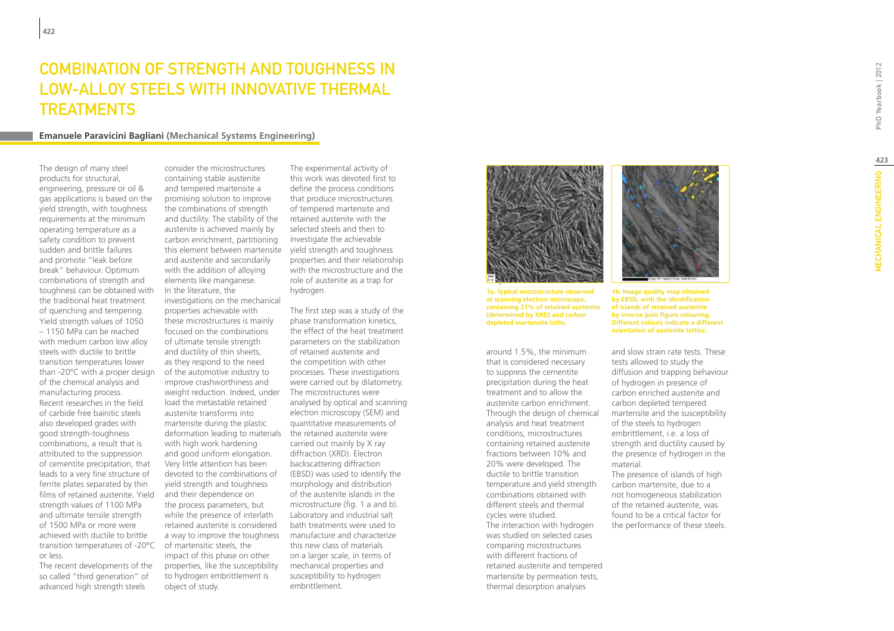# Combination of Strength and Toughness in Low-Alloy Steels with Innovative Thermal Treatments

**Emanuele Paravicini Bagliani (Mechanical Systems Engineering)**

The design of many steel products for structural, engineering, pressure or oil & gas applications is based on the yield strength, with toughness requirements at the minimum operating temperature as a safety condition to prevent sudden and brittle failures and promote "leak before break" behaviour. Optimum combinations of strength and toughness can be obtained with the traditional heat treatment of quenching and tempering. Yield strength values of 1050 – 1150 MPa can be reached with medium carbon low alloy steels with ductile to brittle transition temperatures lower than -20°C with a proper design of the chemical analysis and manufacturing process.

Recent researches in the field of carbide free bainitic steels also developed grades with good strength-toughness combinations, a result that is attributed to the suppression of cementite precipitation, that leads to a very fine structure of ferrite plates separated by thin films of retained austenite. Yield strength values of 1100 MPa and ultimate tensile strength of 1500 MPa or more were achieved with ductile to brittle transition temperatures of -20°C or less.

The recent developments of the so called "third generation" of advanced high strength steels consider the microstructures containing stable austenite and tempered martensite a promising solution to improve the combinations of strength and ductility. The stability of the austenite is achieved mainly by carbon enrichment, partitioning this element between martensite and austenite and secondarily with the addition of alloying elements like manganese.

In the literature, the investigations on the mechanical properties achievable with these microstructures is mainly focused on the combinations of ultimate tensile strength and ductility of thin sheets, as they respond to the need of the automotive industry to improve crashworthiness and weight reduction. Indeed, under load the metastable retained austenite transforms into martensite during the plastic deformation leading to materials with high work hardening and good uniform elongation. Very little attention has been devoted to the combinations of yield strength and toughness and their dependence on the process parameters, but while the presence of interlath retained austenite is considered a way to improve the toughness of martensitic steels, the impact of this phase on other properties, like the susceptibility to hydrogen embrittlement is object of study.

The experimental activity of this work was devoted first to define the process conditions that produce microstructures of tempered martensite and retained austenite with the selected steels and then to investigate the achievable yield strength and toughness properties and their relationship with the microstructure and the role of austenite as a trap for hydrogen.

The first step was a study of the phase transformation kinetics, the effect of the heat treatment parameters on the stabilization of retained austenite and the competition with other processes. These investigations were carried out by dilatometry. The microstructures were analysed by optical and scanning electron microscopy (SEM) and quantitative measurements of the retained austenite were carried out mainly by X ray diffraction (XRD). Electron backscattering diffraction (EBSD) was used to identify the morphology and distribution of the austenite islands in the microstructure (fig. 1 a and b). Laboratory and industrial salt bath treatments were used to manufacture and characterize this new class of materials on a larger scale, in terms of mechanical properties and susceptibility to hydrogen embrittlement.

**1a. Typical microstructure observed at scanning electron microscope, containing 21% of retained austenite (determined by XRD) and carbon depleted martensite laths.**

**1b. Image quality map obtained by EBSD, with the identification of islands of retained austenite by inverse pole figure colouring. Different colours indicate a different orientation of austenite lattice.**

around 1.5%, the minimum that is considered necessary to suppress the cementite precipitation during the heat treatment and to allow the austenite carbon enrichment. Through the design of chemical analysis and heat treatment conditions, microstructures containing retained austenite fractions between 10% and 20% were developed. The ductile to brittle transition temperature and yield strength combinations obtained with different steels and thermal cycles were studied.

The interaction with hydrogen was studied on selected cases comparing microstructures with different fractions of retained austenite and tempered martensite by permeation tests, thermal desorption analyses and slow strain rate tests. These tests allowed to study the diffusion and trapping behaviour of hydrogen in presence of carbon enriched austenite and carbon depleted tempered martensite and the susceptibility of the steels to hydrogen embrittlement, i.e. a loss of strength and ductility caused by the presence of hydrogen in the material.

The presence of islands of high carbon martensite, due to a not homogeneous stabilization of the retained austenite, was found to be a critical factor for the performance of these steels.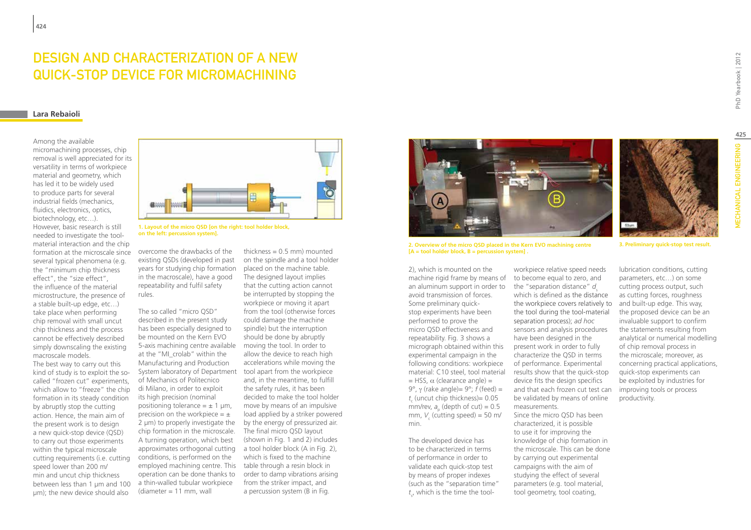# DESIGN AND CHARACTERIZATION OF A NEW QUICK-STOP DEVICE FOR MICROMACHINING

**Lara Rebaioli**

Among the available micromachining processes, chip removal is well appreciated for its versatility in terms of workpiece material and geometry, which has led it to be widely used to produce parts for several industrial fields (mechanics, fluidics, electronics, optics, biotechnology, etc…).
However, basic research is still needed to investigate the tool-material interaction and the chip formation at the microscale since several typical phenomena (e.g. the "minimum chip thickness effect", the "size effect", the influence of the material microstructure, the presence of a stable built-up edge, etc…) take place when performing chip removal with small uncut chip thickness and the process cannot be effectively described simply downscaling the existing macroscale models.
The best way to carry out this kind of study is to exploit the so-called "frozen cut" experiments, which allow to "freeze" the chip formation in its steady condition by abruptly stop the cutting action. Hence, the main aim of the present work is to design a new quick-stop device (QSD) to carry out those experiments within the typical microscale cutting requirements (i.e. cutting speed lower than 200 m/min and uncut chip thickness between less than 1 μm and 100 μm); the new device should also overcome the drawbacks of the existing QSDs (developed in past years for studying chip formation in the macroscale), have a good repeatability and fulfil safety rules.

1. Layout of the micro QSD [on the right: tool holder block, on the left: percussion system].

The so called "micro QSD" described in the present study has been especially designed to be mounted on the Kern EVO 5-axis machining centre available at the "MI_crolab" within the Manufacturing and Production System laboratory of Department of Mechanics of Politecnico di Milano, in order to exploit its high precision (nominal positioning tolerance = ± 1 μm, precision on the workpiece = ± 2 μm) to properly investigate the chip formation in the microscale.
A turning operation, which best approximates orthogonal cutting conditions, is performed on the employed machining centre. This operation can be done thanks to a thin-walled tubular workpiece (diameter = 11 mm, wall thickness = 0.5 mm) mounted on the spindle and a tool holder placed on the machine table.
The designed layout implies that the cutting action cannot be interrupted by stopping the workpiece or moving it apart from the tool (otherwise forces could damage the machine spindle) but the interruption should be done by abruptly moving the tool. In order to allow the device to reach high accelerations while moving the tool apart from the workpiece and, in the meantime, to fulfill the safety rules, it has been decided to make the tool holder move by means of an impulsive load applied by a striker powered by the energy of pressurized air.
The final micro QSD layout (shown in Fig. 1 and 2) includes a tool holder block (A in Fig. 2), which is fixed to the machine table through a resin block in order to damp vibrations arising from the striker impact, and a percussion system (B in Fig. 2), which is mounted on the machine rigid frame by means of an aluminum support in order to avoid transmission of forces.

2. Overview of the micro QSD placed in the Kern EVO machining centre [A = tool holder block, B = percussion system] .

3. Preliminary quick-stop test result.

Some preliminary quick-stop experiments have been performed to prove the micro QSD effectiveness and repeatability. Fig. 3 shows a micrograph obtained within this experimental campaign in the following conditions: workpiece material: C10 steel, tool material = HSS, $\alpha$ (clearance angle) = 9°, $\gamma$ (rake angle)= 9°; $f$ (feed) = $t_c$ (uncut chip thickness)= 0.05 mm/rev, $a_p$ (depth of cut) = 0.5 mm, $V_c$ (cutting speed) = 50 m/min.

The developed device has to be characterized in terms of performance in order to validate each quick-stop test by means of proper indexes (such as the "separation time" $t_s$, which is the time the tool-workpiece relative speed needs to become equal to zero, and the "separation distance" $d_s$ which is defined as the distance the workpiece covers relatively to the tool during the tool-material separation process); *ad hoc* sensors and analysis procedures have been designed in the present work in order to fully characterize the QSD in terms of performance. Experimental results show that the quick-stop device fits the design specifics and that each frozen cut test can be validated by means of online measurements.
Since the micro QSD has been characterized, it is possible to use it for improving the knowledge of chip formation in the microscale. This can be done by carrying out experimental campaigns with the aim of studying the effect of several parameters (e.g. tool material, tool geometry, tool coating, lubrication conditions, cutting parameters, etc…) on some cutting process output, such as cutting forces, roughness and built-up edge. This way, the proposed device can be an invaluable support to confirm the statements resulting from analytical or numerical modelling of chip removal process in the microscale; moreover, as concerning practical applications, quick-stop experiments can be exploited by industries for improving tools or process productivity.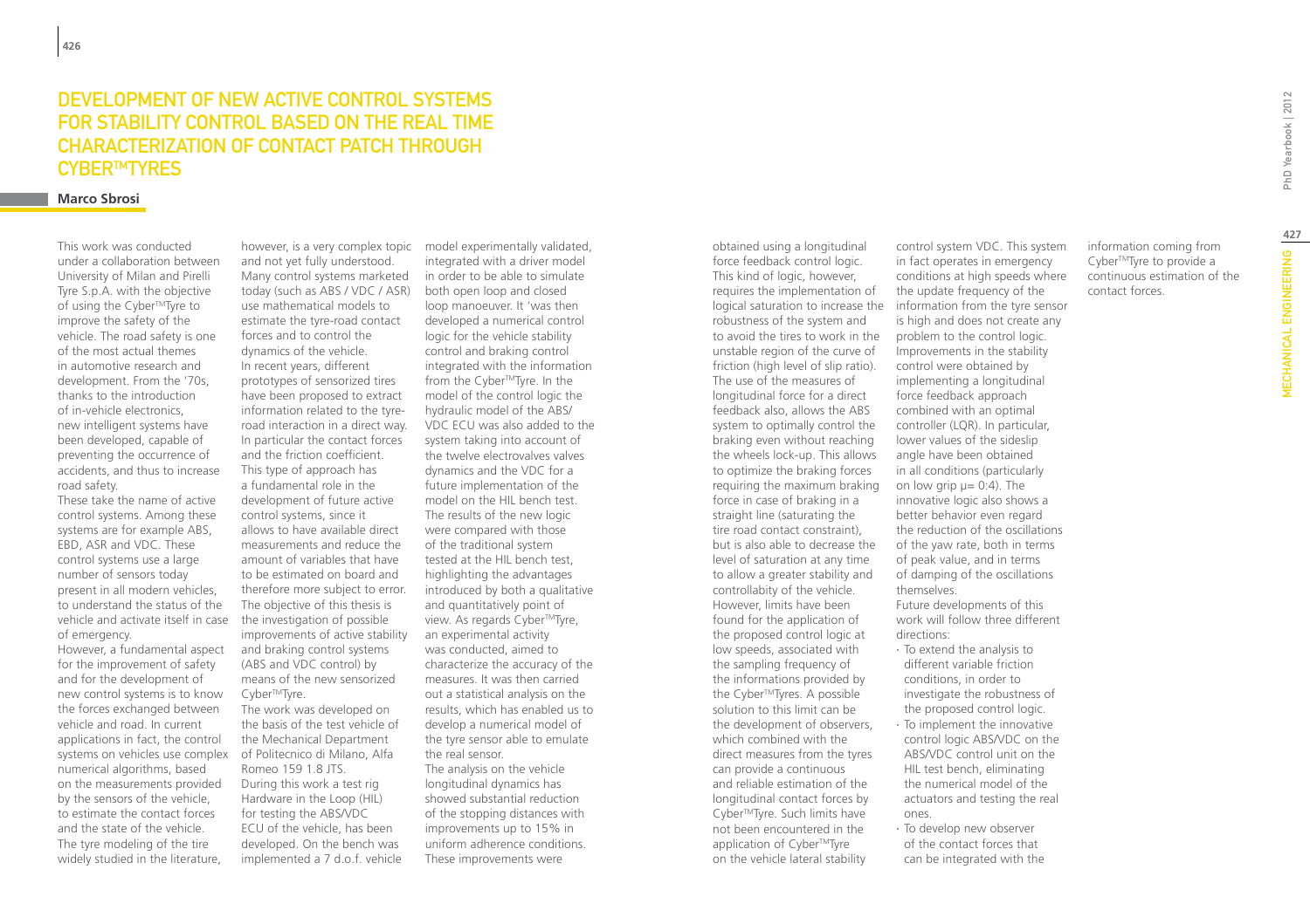# DEVELOPMENT OF NEW ACTIVE CONTROL SYSTEMS FOR STABILITY CONTROL BASED ON THE REAL TIME CHARACTERIZATION OF CONTACT PATCH THROUGH CYBER™TYRES

**Marco Sbrosi**

This work was conducted under a collaboration between University of Milan and Pirelli Tyre S.p.A. with the objective of using the Cyber™Tyre to improve the safety of the vehicle. The road safety is one of the most actual themes in automotive research and development. From the '70s, thanks to the introduction of in-vehicle electronics, new intelligent systems have been developed, capable of preventing the occurrence of accidents, and thus to increase road safety.

These take the name of active control systems. Among these systems are for example ABS, EBD, ASR and VDC. These control systems use a large number of sensors today present in all modern vehicles, to understand the status of the vehicle and activate itself in case of emergency.

However, a fundamental aspect for the improvement of safety and for the development of new control systems is to know the forces exchanged between vehicle and road. In current applications in fact, the control systems on vehicles use complex numerical algorithms, based on the measurements provided by the sensors of the vehicle, to estimate the contact forces and the state of the vehicle. The tyre modeling of the tire widely studied in the literature, however, is a very complex topic and not yet fully understood. Many control systems marketed today (such as ABS / VDC / ASR) use mathematical models to estimate the tyre-road contact forces and to control the dynamics of the vehicle.

In recent years, different prototypes of sensorized tires have been proposed to extract information related to the tyre-road interaction in a direct way. In particular the contact forces and the friction coefficient. This type of approach has a fundamental role in the development of future active control systems, since it allows to have available direct measurements and reduce the amount of variables that have to be estimated on board and therefore more subject to error.

The objective of this thesis is the investigation of possible improvements of active stability and braking control systems (ABS and VDC control) by means of the new sensorized Cyber™Tyre.

The work was developed on the basis of the test vehicle of the Mechanical Department of Politecnico di Milano, Alfa Romeo 159 1.8 JTS.

During this work a test rig Hardware in the Loop (HIL) for testing the ABS/VDC ECU of the vehicle, has been developed. On the bench was implemented a 7 d.o.f. vehicle model experimentally validated, integrated with a driver model in order to be able to simulate both open loop and closed loop manoeuver. It 'was then developed a numerical control logic for the vehicle stability control and braking control integrated with the information from the Cyber™Tyre. In the model of the control logic the hydraulic model of the ABS/VDC ECU was also added to the system taking into account of the twelve electrovalves valves dynamics and the VDC for a future implementation of the model on the HIL bench test. The results of the new logic were compared with those of the traditional system tested at the HIL bench test, highlighting the advantages introduced by both a qualitative and quantitatively point of view. As regards Cyber™Tyre, an experimental activity was conducted, aimed to characterize the accuracy of the measures. It was then carried out a statistical analysis on the results, which has enabled us to develop a numerical model of the tyre sensor able to emulate the real sensor.

The analysis on the vehicle longitudinal dynamics has showed substantial reduction of the stopping distances with improvements up to 15% in uniform adherence conditions. These improvements were obtained using a longitudinal force feedback control logic. This kind of logic, however, requires the implementation of logical saturation to increase the robustness of the system and to avoid the tires to work in the unstable region of the curve of friction (high level of slip ratio). The use of the measures of longitudinal force for a direct feedback also, allows the ABS system to optimally control the braking even without reaching the wheels lock-up. This allows to optimize the braking forces requiring the maximum braking force in case of braking in a straight line (saturating the tire road contact constraint), but is also able to decrease the level of saturation at any time to allow a greater stability and controllabity of the vehicle. However, limits have been found for the application of the proposed control logic at low speeds, associated with the sampling frequency of the informations provided by the Cyber™Tyres. A possible solution to this limit can be the development of observers, which combined with the direct measures from the tyres can provide a continuous and reliable estimation of the longitudinal contact forces by Cyber™Tyre. Such limits have not been encountered in the application of Cyber™Tyre on the vehicle lateral stability control system VDC. This system in fact operates in emergency conditions at high speeds where the update frequency of the information from the tyre sensor is high and does not create any problem to the control logic. Improvements in the stability control were obtained by implementing a longitudinal force feedback approach combined with an optimal controller (LQR). In particular, lower values of the sideslip angle have been obtained in all conditions (particularly on low grip $\mu$= 0:4). The innovative logic also shows a better behavior even regard the reduction of the oscillations of the yaw rate, both in terms of peak value, and in terms of damping of the oscillations themselves.

Future developments of this work will follow three different directions:

- To extend the analysis to different variable friction conditions, in order to investigate the robustness of the proposed control logic.
- To implement the innovative control logic ABS/VDC on the ABS/VDC control unit on the HIL test bench, eliminating the numerical model of the actuators and testing the real ones.
- To develop new observer of the contact forces that can be integrated with the information coming from Cyber™Tyre to provide a continuous estimation of the contact forces.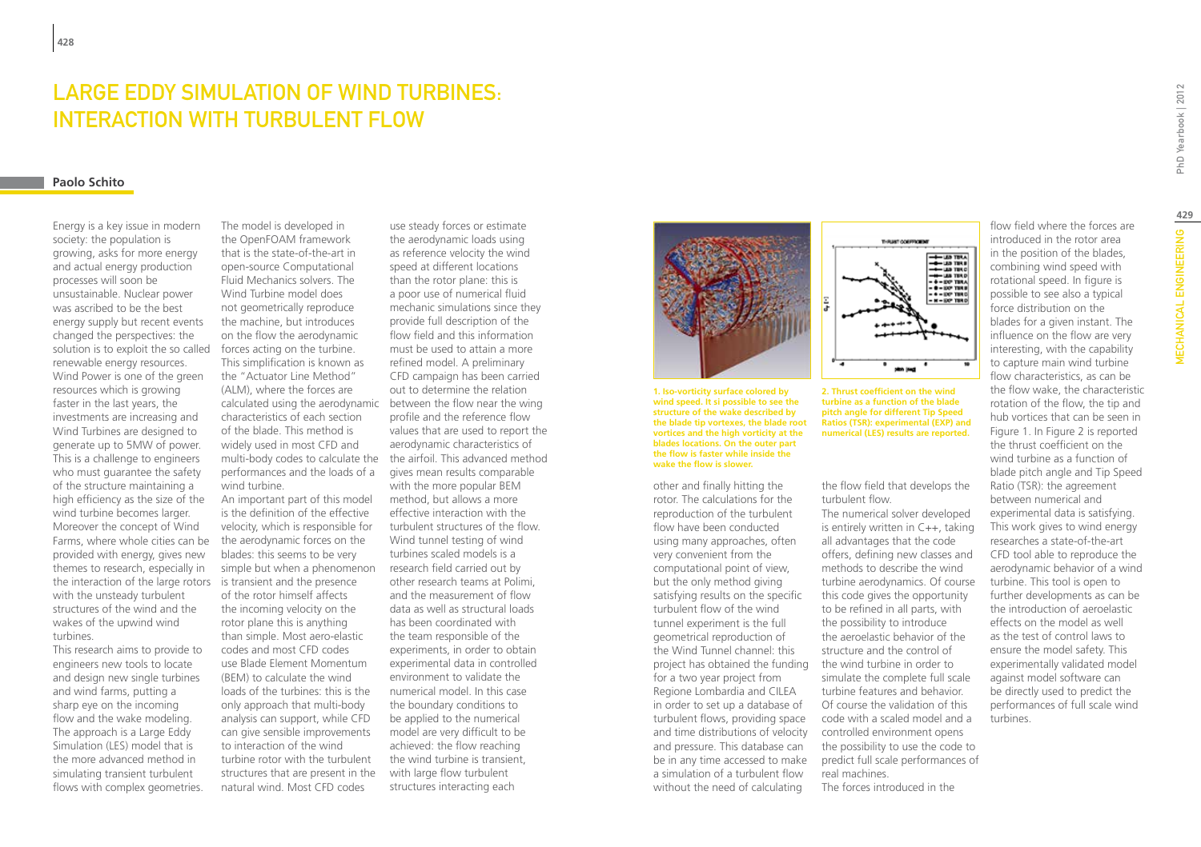# Large Eddy Simulation of Wind Turbines: Interaction with Turbulent Flow

**Paolo Schito**

Energy is a key issue in modern society: the population is growing, asks for more energy and actual energy production processes will soon be unsustainable. Nuclear power was ascribed to be the best energy supply but recent events changed the perspectives: the solution is to exploit the so called renewable energy resources. Wind Power is one of the green resources which is growing faster in the last years, the investments are increasing and Wind Turbines are designed to generate up to 5MW of power. This is a challenge to engineers who must guarantee the safety of the structure maintaining a high efficiency as the size of the wind turbine becomes larger. Moreover the concept of Wind Farms, where whole cities can be provided with energy, gives new themes to research, especially in the interaction of the large rotors with the unsteady turbulent structures of the wind and the wakes of the upwind wind turbines.

This research aims to provide to engineers new tools to locate and design new single turbines and wind farms, putting a sharp eye on the incoming flow and the wake modeling. The approach is a Large Eddy Simulation (LES) model that is the more advanced method in simulating transient turbulent flows with complex geometries. The model is developed in the OpenFOAM framework that is the state-of-the-art in open-source Computational Fluid Mechanics solvers. The Wind Turbine model does not geometrically reproduce the machine, but introduces on the flow the aerodynamic forces acting on the turbine. This simplification is known as the "Actuator Line Method" (ALM), where the forces are calculated using the aerodynamic characteristics of each section of the blade. This method is widely used in most CFD and multi-body codes to calculate the performances and the loads of a wind turbine.

An important part of this model is the definition of the effective velocity, which is responsible for the aerodynamic forces on the blades: this seems to be very simple but when a phenomenon is transient and the presence of the rotor himself affects the incoming velocity on the rotor plane this is anything than simple. Most aero-elastic codes and most CFD codes use Blade Element Momentum (BEM) to calculate the wind loads of the turbines: this is the only approach that multi-body analysis can support, while CFD can give sensible improvements to interaction of the wind turbine rotor with the turbulent structures that are present in the natural wind. Most CFD codes use steady forces or estimate the aerodynamic loads using as reference velocity the wind speed at different locations than the rotor plane: this is a poor use of numerical fluid mechanic simulations since they provide full description of the flow field and this information must be used to attain a more refined model. A preliminary CFD campaign has been carried out to determine the relation between the flow near the wing profile and the reference flow values that are used to report the aerodynamic characteristics of the airfoil. This advanced method gives mean results comparable with the more popular BEM method, but allows a more effective interaction with the turbulent structures of the flow. Wind tunnel testing of wind turbines scaled models is a research field carried out by other research teams at Polimi, and the measurement of flow data as well as structural loads has been coordinated with the team responsible of the experiments, in order to obtain experimental data in controlled environment to validate the numerical model. In this case the boundary conditions to be applied to the numerical model are very difficult to be achieved: the flow reaching the wind turbine is transient, with large flow turbulent structures interacting each other and finally hitting the rotor. The calculations for the reproduction of the turbulent flow have been conducted using many approaches, often very convenient from the computational point of view, but the only method giving satisfying results on the specific turbulent flow of the wind tunnel experiment is the full geometrical reproduction of the Wind Tunnel channel: this project has obtained the funding for a two year project from Regione Lombardia and CILEA in order to set up a database of turbulent flows, providing space and time distributions of velocity and pressure. This database can be in any time accessed to make a simulation of a turbulent flow without the need of calculating the flow field that develops the turbulent flow.

**1. Iso-vorticity surface colored by wind speed. It si possible to see the structure of the wake described by the blade tip vortexes, the blade root vortices and the high vorticity at the blades locations. On the outer part the flow is faster while inside the wake the flow is slower.**

**2. Thrust coefficient on the wind turbine as a function of the blade pitch angle for different Tip Speed Ratios (TSR): experimental (EXP) and numerical (LES) results are reported.**

The numerical solver developed is entirely written in C++, taking all advantages that the code offers, defining new classes and methods to describe the wind turbine aerodynamics. Of course this code gives the opportunity to be refined in all parts, with the possibility to introduce the aeroelastic behavior of the structure and the control of the wind turbine in order to simulate the complete full scale turbine features and behavior. Of course the validation of this code with a scaled model and a controlled environment opens the possibility to use the code to predict full scale performances of real machines.

The forces introduced in the flow field where the forces are introduced in the rotor area in the position of the blades, combining wind speed with rotational speed. In figure is possible to see also a typical force distribution on the blades for a given instant. The influence on the flow are very interesting, with the capability to capture main wind turbine flow characteristics, as can be the flow wake, the characteristic rotation of the flow, the tip and hub vortices that can be seen in Figure 1. In Figure 2 is reported the thrust coefficient on the wind turbine as a function of blade pitch angle and Tip Speed Ratio (TSR): the agreement between numerical and experimental data is satisfying. This work gives to wind energy researches a state-of-the-art CFD tool able to reproduce the aerodynamic behavior of a wind turbine. This tool is open to further developments as can be the introduction of aeroelastic effects on the model as well as the test of control laws to ensure the model safety. This experimentally validated model against model software can be directly used to predict the performances of full scale wind turbines.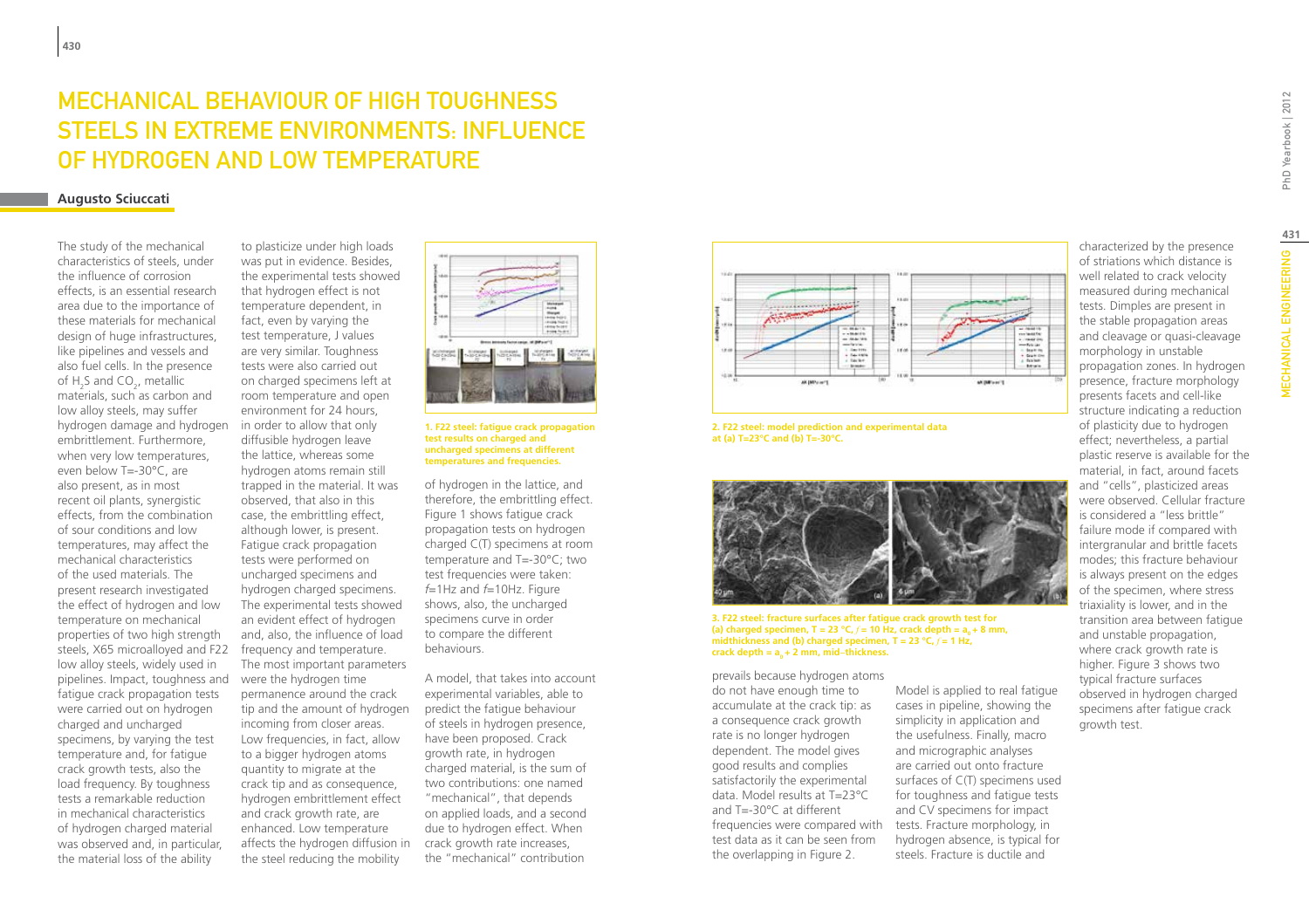# Mechanical Behaviour of High Toughness Steels in Extreme Environments: Influence of Hydrogen and Low Temperature

**Augusto Sciuccati**

The study of the mechanical characteristics of steels, under the influence of corrosion effects, is an essential research area due to the importance of these materials for mechanical design of huge infrastructures, like pipelines and vessels and also fuel cells. In the presence of $H_2S$ and $CO_2$, metallic materials, such as carbon and low alloy steels, may suffer hydrogen damage and hydrogen embrittlement. Furthermore, when very low temperatures, even below T=-30°C, are also present, as in most recent oil plants, synergistic effects, from the combination of sour conditions and low temperatures, may affect the mechanical characteristics of the used materials. The present research investigated the effect of hydrogen and low temperature on mechanical properties of two high strength steels, X65 microalloyed and F22 low alloy steels, widely used in pipelines. Impact, toughness and fatigue crack propagation tests were carried out on hydrogen charged and uncharged specimens, by varying the test temperature and, for fatigue crack growth tests, also the load frequency. By toughness tests a remarkable reduction in mechanical characteristics of hydrogen charged material was observed and, in particular, the material loss of the ability to plasticize under high loads was put in evidence. Besides, the experimental tests showed that hydrogen effect is not temperature dependent, in fact, even by varying the test temperature, J values are very similar. Toughness tests were also carried out on charged specimens left at room temperature and open environment for 24 hours, in order to allow that only diffusible hydrogen leave the lattice, whereas some hydrogen atoms remain still trapped in the material. It was observed, that also in this case, the embrittling effect, although lower, is present. Fatigue crack propagation tests were performed on uncharged specimens and hydrogen charged specimens. The experimental tests showed an evident effect of hydrogen and, also, the influence of load frequency and temperature. The most important parameters were the hydrogen time permanence around the crack tip and the amount of hydrogen incoming from closer areas. Low frequencies, in fact, allow to a bigger hydrogen atoms quantity to migrate at the crack tip and as consequence, hydrogen embrittlement effect and crack growth rate, are enhanced. Low temperature affects the hydrogen diffusion in the steel reducing the mobility of hydrogen in the lattice, and therefore, the embrittling effect. Figure 1 shows fatigue crack propagation tests on hydrogen charged C(T) specimens at room temperature and T=-30°C; two test frequencies were taken: *f*=1Hz and *f*=10Hz. Figure shows, also, the uncharged specimens curve in order to compare the different behaviours.

**1. F22 steel: fatigue crack propagation test results on charged and uncharged specimens at different temperatures and frequencies.**

A model, that takes into account experimental variables, able to predict the fatigue behaviour of steels in hydrogen presence, have been proposed. Crack growth rate, in hydrogen charged material, is the sum of two contributions: one named "mechanical", that depends on applied loads, and a second due to hydrogen effect. When crack growth rate increases, the "mechanical" contribution prevails because hydrogen atoms do not have enough time to accumulate at the crack tip: as a consequence crack growth rate is no longer hydrogen dependent. The model gives good results and complies satisfactorily the experimental data. Model results at T=23°C and T=-30°C at different frequencies were compared with test data as it can be seen from the overlapping in Figure 2.

**2. F22 steel: model prediction and experimental data at (a) T=23°C and (b) T=-30°C.**

**3. F22 steel: fracture surfaces after fatigue crack growth test for (a) charged specimen, T = 23 °C, *f* = 10 Hz, crack depth = $a_0$ + 8 mm, midthickness and (b) charged specimen, T = 23 °C, *f* = 1 Hz, crack depth = $a_0$ + 2 mm, mid–thickness.**

Model is applied to real fatigue cases in pipeline, showing the simplicity in application and the usefulness. Finally, macro and micrographic analyses are carried out onto fracture surfaces of C(T) specimens used for toughness and fatigue tests and CV specimens for impact tests. Fracture morphology, in hydrogen absence, is typical for steels. Fracture is ductile and characterized by the presence of striations which distance is well related to crack velocity measured during mechanical tests. Dimples are present in the stable propagation areas and cleavage or quasi-cleavage morphology in unstable propagation zones. In hydrogen presence, fracture morphology presents facets and cell-like structure indicating a reduction of plasticity due to hydrogen effect; nevertheless, a partial plastic reserve is available for the material, in fact, around facets and "cells", plasticized areas were observed. Cellular fracture is considered a "less brittle" failure mode if compared with intergranular and brittle facets modes; this fracture behaviour is always present on the edges of the specimen, where stress triaxiality is lower, and in the transition area between fatigue and unstable propagation, where crack growth rate is higher. Figure 3 shows two typical fracture surfaces observed in hydrogen charged specimens after fatigue crack growth test.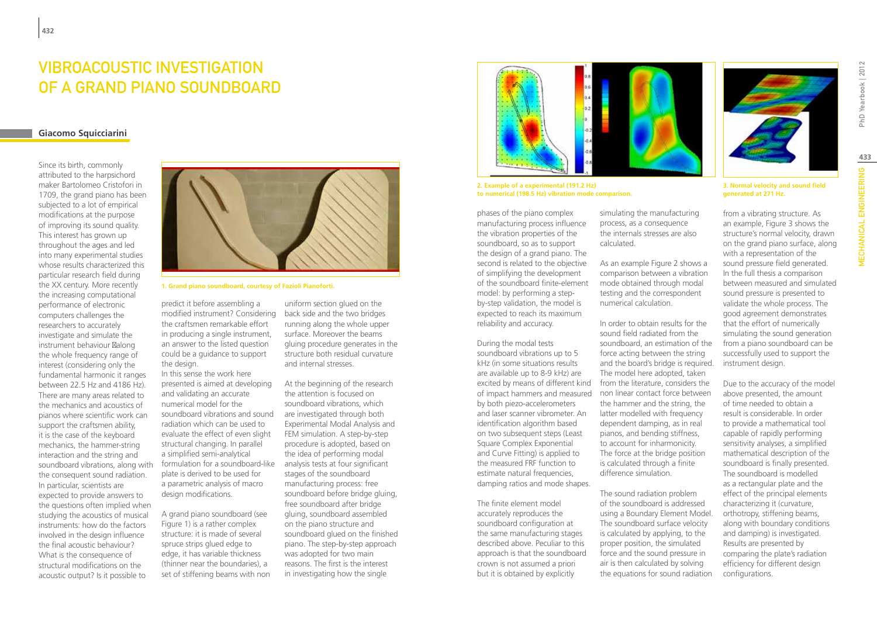# VIBROACOUSTIC INVESTIGATION OF A GRAND PIANO SOUNDBOARD

## Giacomo Squicciarini

Since its birth, commonly attributed to the harpsichord maker Bartolomeo Cristofori in 1709, the grand piano has been subjected to a lot of empirical modifications at the purpose of improving its sound quality. This interest has grown up throughout the ages and led into many experimental studies whose results characterized this particular research field during the XX century. More recently the increasing computational performance of electronic computers challenges the researchers to accurately investigate and simulate the instrument behaviour along the whole frequency range of interest (considering only the fundamental harmonic it ranges between 22.5 Hz and 4186 Hz). There are many areas related to the mechanics and acoustics of pianos where scientific work can support the craftsmen ability, it is the case of the keyboard mechanics, the hammer-string interaction and the string and soundboard vibrations, along with the consequent sound radiation. In particular, scientists are expected to provide answers to the questions often implied when studying the acoustics of musical instruments: how do the factors involved in the design influence the final acoustic behaviour? What is the consequence of structural modifications on the acoustic output? Is it possible to predict it before assembling a modified instrument? Considering the craftsmen remarkable effort in producing a single instrument, an answer to the listed question could be a guidance to support the design.

In this sense the work here presented is aimed at developing and validating an accurate numerical model for the soundboard vibrations and sound radiation which can be used to evaluate the effect of even slight structural changing. In parallel a simplified semi-analytical formulation for a soundboard-like plate is derived to be used for a parametric analysis of macro design modifications.

**1. Grand piano soundboard, courtesy of Fazioli Pianoforti.**

A grand piano soundboard (see Figure 1) is a rather complex structure: it is made of several spruce strips glued edge to edge, it has variable thickness (thinner near the boundaries), a set of stiffening beams with non uniform section glued on the back side and the two bridges running along the whole upper surface. Moreover the beams gluing procedure generates in the structure both residual curvature and internal stresses.

At the beginning of the research the attention is focused on soundboard vibrations, which are investigated through both Experimental Modal Analysis and FEM simulation. A step-by-step procedure is adopted, based on the idea of performing modal analysis tests at four significant stages of the soundboard manufacturing process: free soundboard before bridge gluing, free soundboard after bridge gluing, soundboard assembled on the piano structure and soundboard glued on the finished piano. The step-by-step approach was adopted for two main reasons. The first is the interest in investigating how the single phases of the piano complex manufacturing process influence the vibration properties of the soundboard, so as to support the design of a grand piano. The second is related to the objective of simplifying the development of the soundboard finite-element model: by performing a step-by-step validation, the model is expected to reach its maximum reliability and accuracy.

**2. Example of a experimental (191.2 Hz) to numerical (198.5 Hz) vibration mode comparison.**

During the modal tests soundboard vibrations up to 5 kHz (in some situations results are available up to 8-9 kHz) are excited by means of different kind of impact hammers and measured by both piezo-accelerometers and laser scanner vibrometer. An identification algorithm based on two subsequent steps (Least Square Complex Exponential and Curve Fitting) is applied to the measured FRF function to estimate natural frequencies, damping ratios and mode shapes.

The finite element model accurately reproduces the soundboard configuration at the same manufacturing stages described above. Peculiar to this approach is that the soundboard crown is not assumed a priori but it is obtained by explicitly simulating the manufacturing process, as a consequence the internals stresses are also calculated.

As an example Figure 2 shows a comparison between a vibration mode obtained through modal testing and the correspondent numerical calculation.

In order to obtain results for the sound field radiated from the soundboard, an estimation of the force acting between the string and the board's bridge is required. The model here adopted, taken from the literature, considers the non linear contact force between the hammer and the string, the latter modelled with frequency dependent damping, as in real pianos, and bending stiffness, to account for inharmonicity. The force at the bridge position is calculated through a finite difference simulation.

The sound radiation problem of the soundboard is addressed using a Boundary Element Model. The soundboard surface velocity is calculated by applying, to the proper position, the simulated force and the sound pressure in air is then calculated by solving the equations for sound radiation from a vibrating structure. As an example, Figure 3 shows the structure's normal velocity, drawn on the grand piano surface, along with a representation of the sound pressure field generated. In the full thesis a comparison between measured and simulated sound pressure is presented to validate the whole process. The good agreement demonstrates that the effort of numerically simulating the sound generation from a piano soundboard can be successfully used to support the instrument design.

**3. Normal velocity and sound field generated at 271 Hz.**

Due to the accuracy of the model above presented, the amount of time needed to obtain a result is considerable. In order to provide a mathematical tool capable of rapidly performing sensitivity analyses, a simplified mathematical description of the soundboard is finally presented. The soundboard is modelled as a rectangular plate and the effect of the principal elements characterizing it (curvature, orthotropy, stiffening beams, along with boundary conditions and damping) is investigated. Results are presented by comparing the plate's radiation efficiency for different design configurations.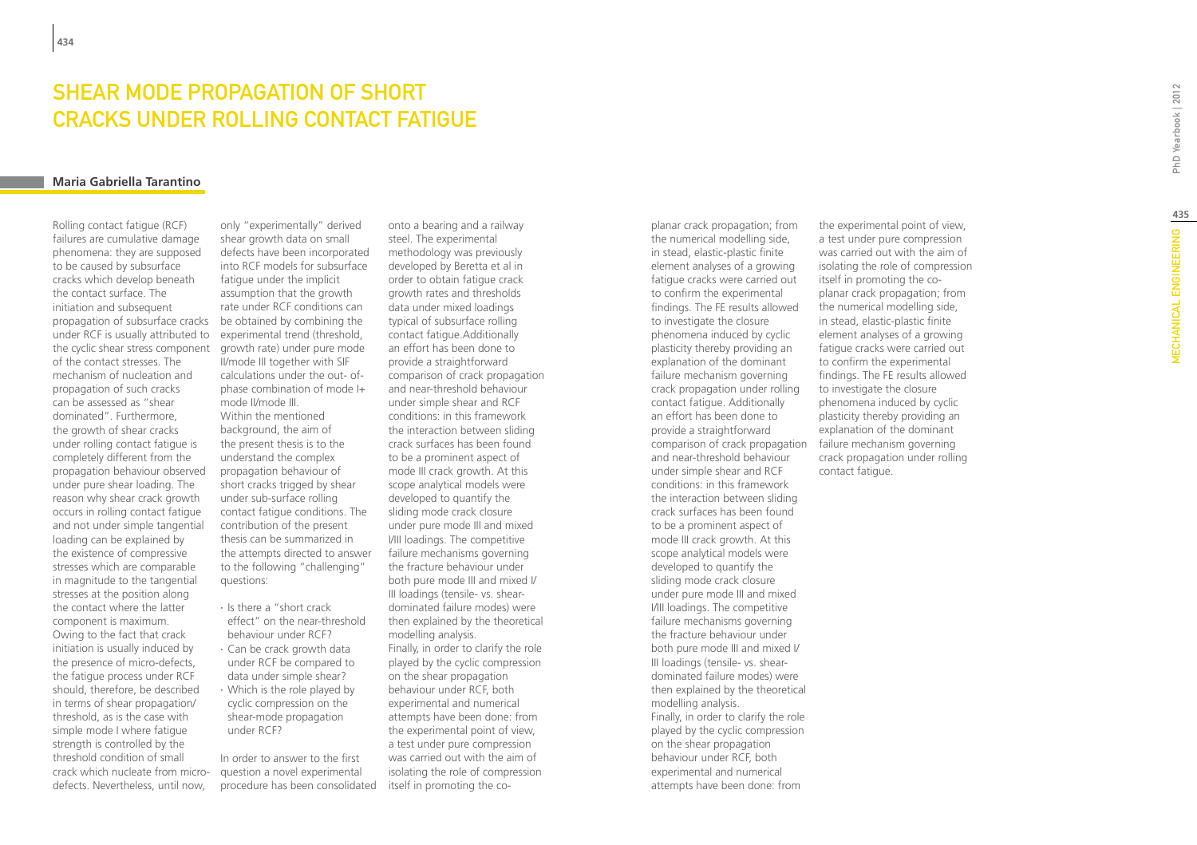# SHEAR MODE PROPAGATION OF SHORT CRACKS UNDER ROLLING CONTACT FATIGUE

**Maria Gabriella Tarantino**

Rolling contact fatigue (RCF) failures are cumulative damage phenomena: they are supposed to be caused by subsurface cracks which develop beneath the contact surface. The initiation and subsequent propagation of subsurface cracks under RCF is usually attributed to the cyclic shear stress component of the contact stresses. The mechanism of nucleation and propagation of such cracks can be assessed as "shear dominated". Furthermore, the growth of shear cracks under rolling contact fatigue is completely different from the propagation behaviour observed under pure shear loading. The reason why shear crack growth occurs in rolling contact fatigue and not under simple tangential loading can be explained by the existence of compressive stresses which are comparable in magnitude to the tangential stresses at the position along the contact where the latter component is maximum. Owing to the fact that crack initiation is usually induced by the presence of micro-defects, the fatigue process under RCF should, therefore, be described in terms of shear propagation/threshold, as is the case with simple mode I where fatigue strength is controlled by the threshold condition of small crack which nucleate from micro-defects. Nevertheless, until now, only "experimentally" derived shear growth data on small defects have been incorporated into RCF models for subsurface fatigue under the implicit assumption that the growth rate under RCF conditions can be obtained by combining the experimental trend (threshold, growth rate) under pure mode II/mode III together with SIF calculations under the out- of-phase combination of mode I+ mode II/mode III.

Within the mentioned background, the aim of the present thesis is to the understand the complex propagation behaviour of short cracks trigged by shear under sub-surface rolling contact fatigue conditions. The contribution of the present thesis can be summarized in the attempts directed to answer to the following "challenging" questions:

- Is there a "short crack effect" on the near-threshold behaviour under RCF?
- Can be crack growth data under RCF be compared to data under simple shear?
- Which is the role played by cyclic compression on the shear-mode propagation under RCF?

In order to answer to the first question a novel experimental procedure has been consolidated onto a bearing and a railway steel. The experimental methodology was previously developed by Beretta et al in order to obtain fatigue crack growth rates and thresholds data under mixed loadings typical of subsurface rolling contact fatigue.Additionally an effort has been done to provide a straightforward comparison of crack propagation and near-threshold behaviour under simple shear and RCF conditions: in this framework the interaction between sliding crack surfaces has been found to be a prominent aspect of mode III crack growth. At this scope analytical models were developed to quantify the sliding mode crack closure under pure mode III and mixed I/III loadings. The competitive failure mechanisms governing the fracture behaviour under both pure mode III and mixed I/III loadings (tensile- vs. shear-dominated failure modes) were then explained by the theoretical modelling analysis.

Finally, in order to clarify the role played by the cyclic compression on the shear propagation behaviour under RCF, both experimental and numerical attempts have been done: from the experimental point of view, a test under pure compression was carried out with the aim of isolating the role of compression itself in promoting the co-planar crack propagation; from the numerical modelling side, in stead, elastic-plastic finite element analyses of a growing fatigue cracks were carried out to confirm the experimental findings. The FE results allowed to investigate the closure phenomena induced by cyclic plasticity thereby providing an explanation of the dominant failure mechanism governing crack propagation under rolling contact fatigue. Additionally an effort has been done to provide a straightforward comparison of crack propagation and near-threshold behaviour under simple shear and RCF conditions: in this framework the interaction between sliding crack surfaces has been found to be a prominent aspect of mode III crack growth. At this scope analytical models were developed to quantify the sliding mode crack closure under pure mode III and mixed I/III loadings. The competitive failure mechanisms governing the fracture behaviour under both pure mode III and mixed I/III loadings (tensile- vs. shear-dominated failure modes) were then explained by the theoretical modelling analysis.

Finally, in order to clarify the role played by the cyclic compression on the shear propagation behaviour under RCF, both experimental and numerical attempts have been done: from the experimental point of view, a test under pure compression was carried out with the aim of isolating the role of compression itself in promoting the co-planar crack propagation; from the numerical modelling side, in stead, elastic-plastic finite element analyses of a growing fatigue cracks were carried out to confirm the experimental findings. The FE results allowed to investigate the closure phenomena induced by cyclic plasticity thereby providing an explanation of the dominant failure mechanism governing crack propagation under rolling contact fatigue.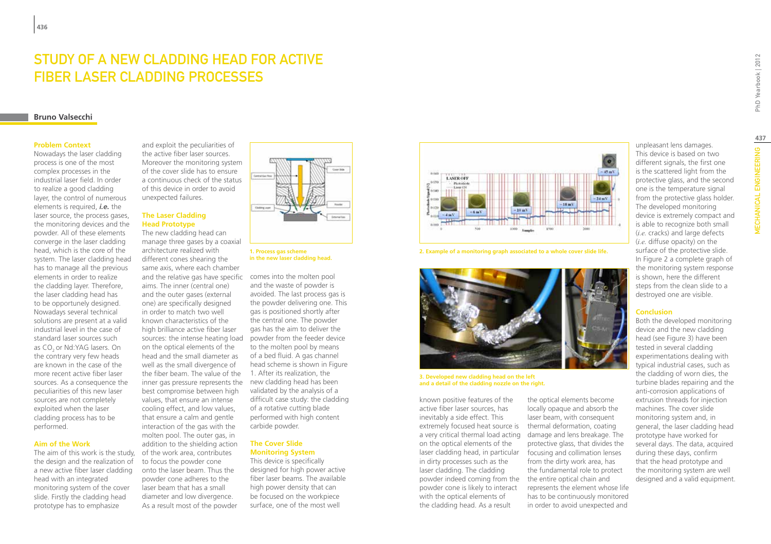# Study of a New Cladding Head for Active Fiber Laser Cladding Processes

## Bruno Valsecchi

### Problem Context

Nowadays the laser cladding process is one of the most complex processes in the industrial laser field. In order to realize a good cladding layer, the control of numerous elements is required, ***i.e.*** the laser source, the process gases, the monitoring devices and the powder. All of these elements converge in the laser cladding head, which is the core of the system. The laser cladding head has to manage all the previous elements in order to realize the cladding layer. Therefore, the laser cladding head has to be opportunely designed. Nowadays several technical solutions are present at a valid industrial level in the case of standard laser sources such as $CO_2$ or Nd:YAG lasers. On the contrary very few heads are known in the case of the more recent active fiber laser sources. As a consequence the peculiarities of this new laser sources are not completely exploited when the laser cladding process has to be performed.

### Aim of the Work

The aim of this work is the study, the design and the realization of a new active fiber laser cladding head with an integrated monitoring system of the cover slide. Firstly the cladding head prototype has to emphasize and exploit the peculiarities of the active fiber laser sources. Moreover the monitoring system of the cover slide has to ensure a continuous check of the status of this device in order to avoid unexpected failures.

### The Laser Cladding Head Prototype

The new cladding head can manage three gases by a coaxial architecture realized with different cones shearing the same axis, where each chamber and the relative gas have specific aims. The inner (central one) and the outer gases (external one) are specifically designed in order to match two well known characteristics of the high brilliance active fiber laser sources: the intense heating load on the optical elements of the head and the small diameter as well as the small divergence of the fiber beam. The value of the inner gas pressure represents the best compromise between high values, that ensure an intense cooling effect, and low values, that ensure a calm and gentle interaction of the gas with the molten pool. The outer gas, in addition to the shielding action of the work area, contributes to focus the powder cone onto the laser beam. Thus the powder cone adheres to the laser beam that has a small diameter and low divergence. As a result most of the powder comes into the molten pool and the waste of powder is avoided. The last process gas is the powder delivering one. This gas is positioned shortly after the central one. The powder gas has the aim to deliver the powder from the feeder device to the molten pool by means of a bed fluid. A gas channel head scheme is shown in Figure 1. After its realization, the new cladding head has been validated by the analysis of a difficult case study: the cladding of a rotative cutting blade performed with high content carbide powder.

Central Gas Flow
Cover Slide
Cladding Layer
Powder
External Gas

1. Process gas scheme in the new laser cladding head.

### The Cover Slide Monitoring System

This device is specifically designed for high power active fiber laser beams. The available high power density that can be focused on the workpiece surface, one of the most well known positive features of the active fiber laser sources, has inevitably a side effect. This extremely focused heat source is a very critical thermal load acting on the optical elements of the laser cladding head, in particular in dirty processes such as the laser cladding. The cladding powder indeed coming from the powder cone is likely to interact with the optical elements of the cladding head. As a result the optical elements become locally opaque and absorb the laser beam, with consequent thermal deformation, coating damage and lens breakage. The protective glass, that divides the focusing and collimation lenses from the dirty work area, has the fundamental role to protect the entire optical chain and represents the element whose life has to be continuously monitored in order to avoid unexpected and unpleasant lens damages. This device is based on two different signals, the first one is the scattered light from the protective glass, and the second one is the temperature signal from the protective glass holder. The developed monitoring device is extremely compact and is able to recognize both small (*i.e.* cracks) and large defects (*i.e.* diffuse opacity) on the surface of the protective slide. In Figure 2 a complete graph of the monitoring system response is shown, here the different steps from the clean slide to a destroyed one are visible.

LASER OFF
Photodiode
Laser ON
~4 mV
~6 mV
~10 mV
~18 mV
~24 mV
~45 mV
Samples

2. Example of a monitoring graph associated to a whole cover slide life.

3. Developed new cladding head on the left and a detail of the cladding nozzle on the right.

### Conclusion

Both the developed monitoring device and the new cladding head (see Figure 3) have been tested in several cladding experimentations dealing with typical industrial cases, such as the cladding of worn dies, the turbine blades repairing and the anti-corrosion applications of extrusion threads for injection machines. The cover slide monitoring system and, in general, the laser cladding head prototype have worked for several days. The data, acquired during these days, confirm that the head prototype and the monitoring system are well designed and a valid equipment.